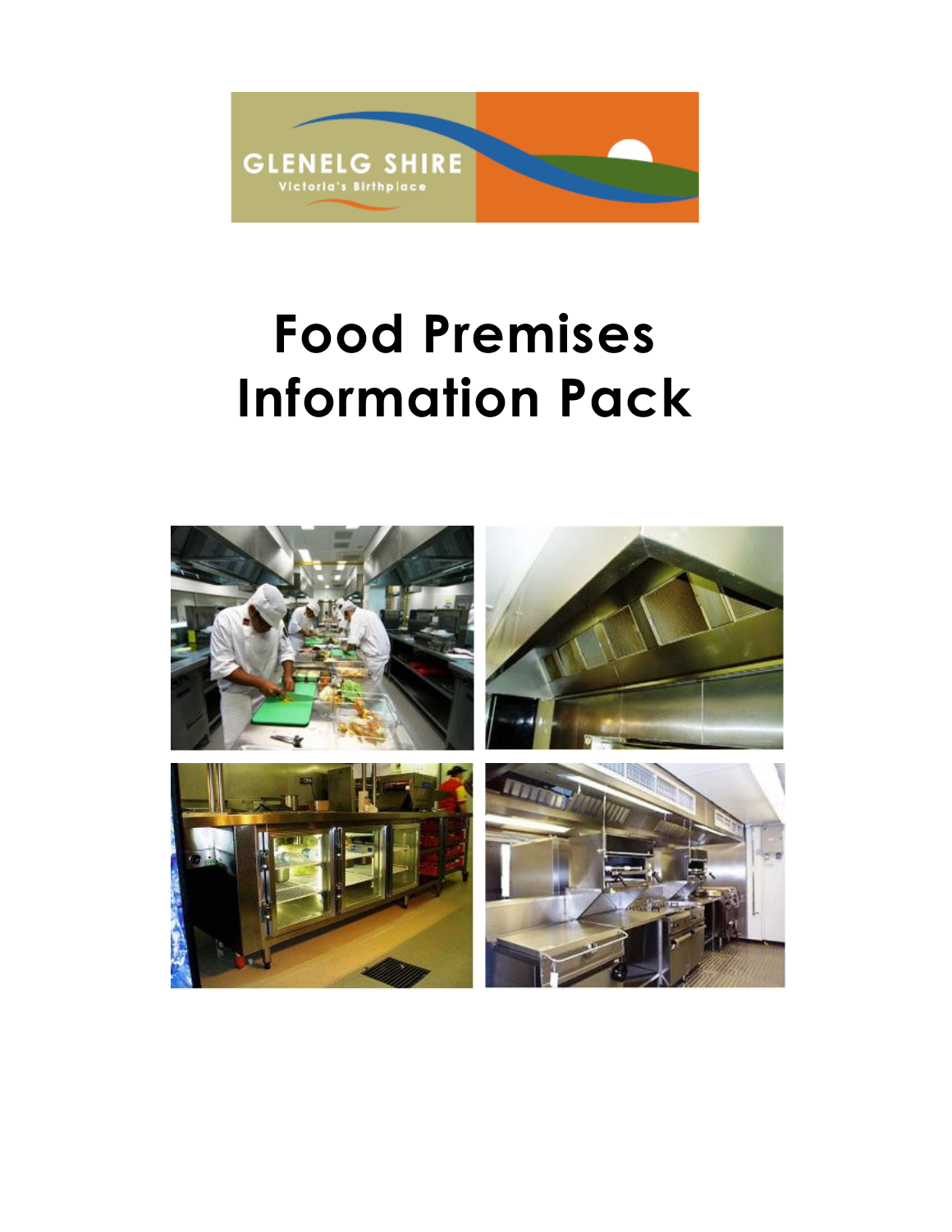# Food Premises Information Pack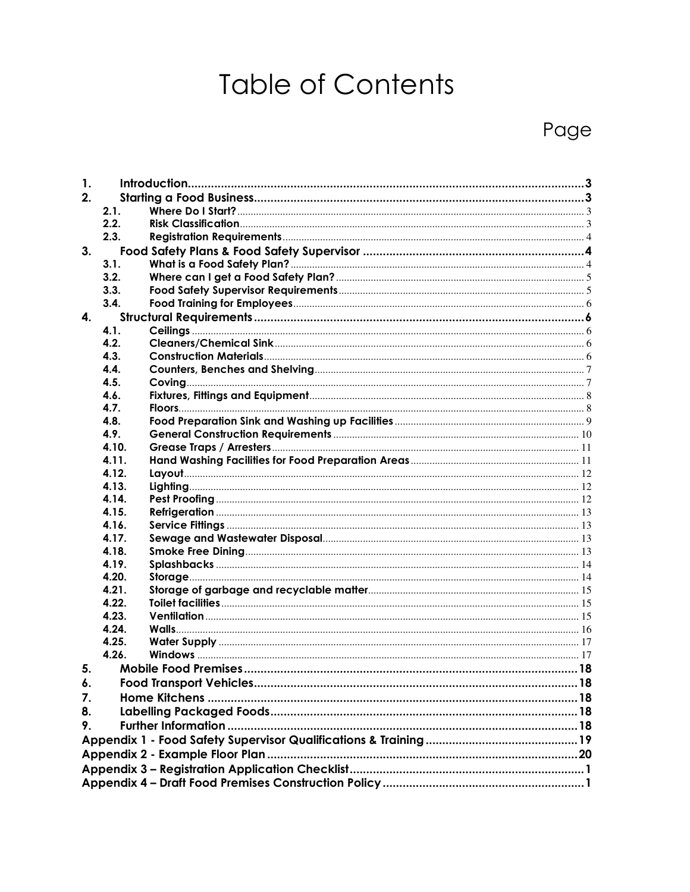# Table of Contents

Page

| | | |
|---|---|---|
| **1.** | **Introduction** | **3** |
| **2.** | **Starting a Food Business** | **3** |
| 2.1. | Where Do I Start? | 3 |
| 2.2. | Risk Classification | 3 |
| 2.3. | Registration Requirements | 4 |
| **3.** | **Food Safety Plans & Food Safety Supervisor** | **4** |
| 3.1. | What is a Food Safety Plan? | 4 |
| 3.2. | Where can I get a Food Safety Plan? | 5 |
| 3.3. | Food Safety Supervisor Requirements | 5 |
| 3.4. | Food Training for Employees | 6 |
| **4.** | **Structural Requirements** | **6** |
| 4.1. | Ceilings | 6 |
| 4.2. | Cleaners/Chemical Sink | 6 |
| 4.3. | Construction Materials | 6 |
| 4.4. | Counters, Benches and Shelving | 7 |
| 4.5. | Coving | 7 |
| 4.6. | Fixtures, Fittings and Equipment | 8 |
| 4.7. | Floors | 8 |
| 4.8. | Food Preparation Sink and Washing up Facilities | 9 |
| 4.9. | General Construction Requirements | 10 |
| 4.10. | Grease Traps / Arresters | 11 |
| 4.11. | Hand Washing Facilities for Food Preparation Areas | 11 |
| 4.12. | Layout | 12 |
| 4.13. | Lighting | 12 |
| 4.14. | Pest Proofing | 12 |
| 4.15. | Refrigeration | 13 |
| 4.16. | Service Fittings | 13 |
| 4.17. | Sewage and Wastewater Disposal | 13 |
| 4.18. | Smoke Free Dining | 13 |
| 4.19. | Splashbacks | 14 |
| 4.20. | Storage | 14 |
| 4.21. | Storage of garbage and recyclable matter | 15 |
| 4.22. | Toilet facilities | 15 |
| 4.23. | Ventilation | 15 |
| 4.24. | Walls | 16 |
| 4.25. | Water Supply | 17 |
| 4.26. | Windows | 17 |
| **5.** | **Mobile Food Premises** | **18** |
| **6.** | **Food Transport Vehicles** | **18** |
| **7.** | **Home Kitchens** | **18** |
| **8.** | **Labelling Packaged Foods** | **18** |
| **9.** | **Further Information** | **18** |
| | **Appendix 1 - Food Safety Supervisor Qualifications & Training** | **19** |
| | **Appendix 2 - Example Floor Plan** | **20** |
| | **Appendix 3 – Registration Application Checklist** | **1** |
| | **Appendix 4 – Draft Food Premises Construction Policy** | **1** |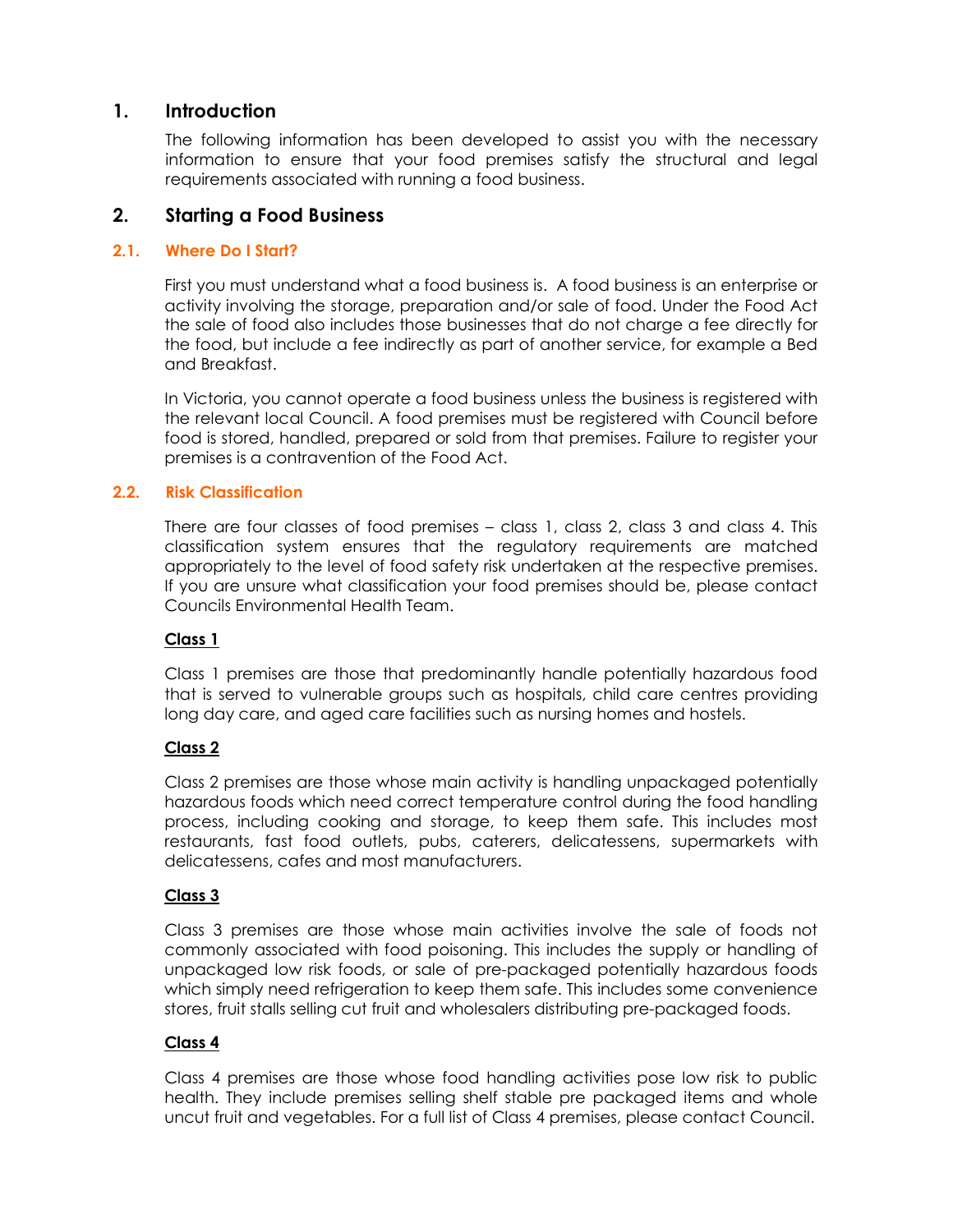## 1. Introduction

The following information has been developed to assist you with the necessary information to ensure that your food premises satisfy the structural and legal requirements associated with running a food business.

## 2. Starting a Food Business

### 2.1. Where Do I Start?

First you must understand what a food business is. A food business is an enterprise or activity involving the storage, preparation and/or sale of food. Under the Food Act the sale of food also includes those businesses that do not charge a fee directly for the food, but include a fee indirectly as part of another service, for example a Bed and Breakfast.

In Victoria, you cannot operate a food business unless the business is registered with the relevant local Council. A food premises must be registered with Council before food is stored, handled, prepared or sold from that premises. Failure to register your premises is a contravention of the Food Act.

### 2.2. Risk Classification

There are four classes of food premises – class 1, class 2, class 3 and class 4. This classification system ensures that the regulatory requirements are matched appropriately to the level of food safety risk undertaken at the respective premises. If you are unsure what classification your food premises should be, please contact Councils Environmental Health Team.

**Class 1**

Class 1 premises are those that predominantly handle potentially hazardous food that is served to vulnerable groups such as hospitals, child care centres providing long day care, and aged care facilities such as nursing homes and hostels.

**Class 2**

Class 2 premises are those whose main activity is handling unpackaged potentially hazardous foods which need correct temperature control during the food handling process, including cooking and storage, to keep them safe. This includes most restaurants, fast food outlets, pubs, caterers, delicatessens, supermarkets with delicatessens, cafes and most manufacturers.

**Class 3**

Class 3 premises are those whose main activities involve the sale of foods not commonly associated with food poisoning. This includes the supply or handling of unpackaged low risk foods, or sale of pre-packaged potentially hazardous foods which simply need refrigeration to keep them safe. This includes some convenience stores, fruit stalls selling cut fruit and wholesalers distributing pre-packaged foods.

**Class 4**

Class 4 premises are those whose food handling activities pose low risk to public health. They include premises selling shelf stable pre packaged items and whole uncut fruit and vegetables. For a full list of Class 4 premises, please contact Council.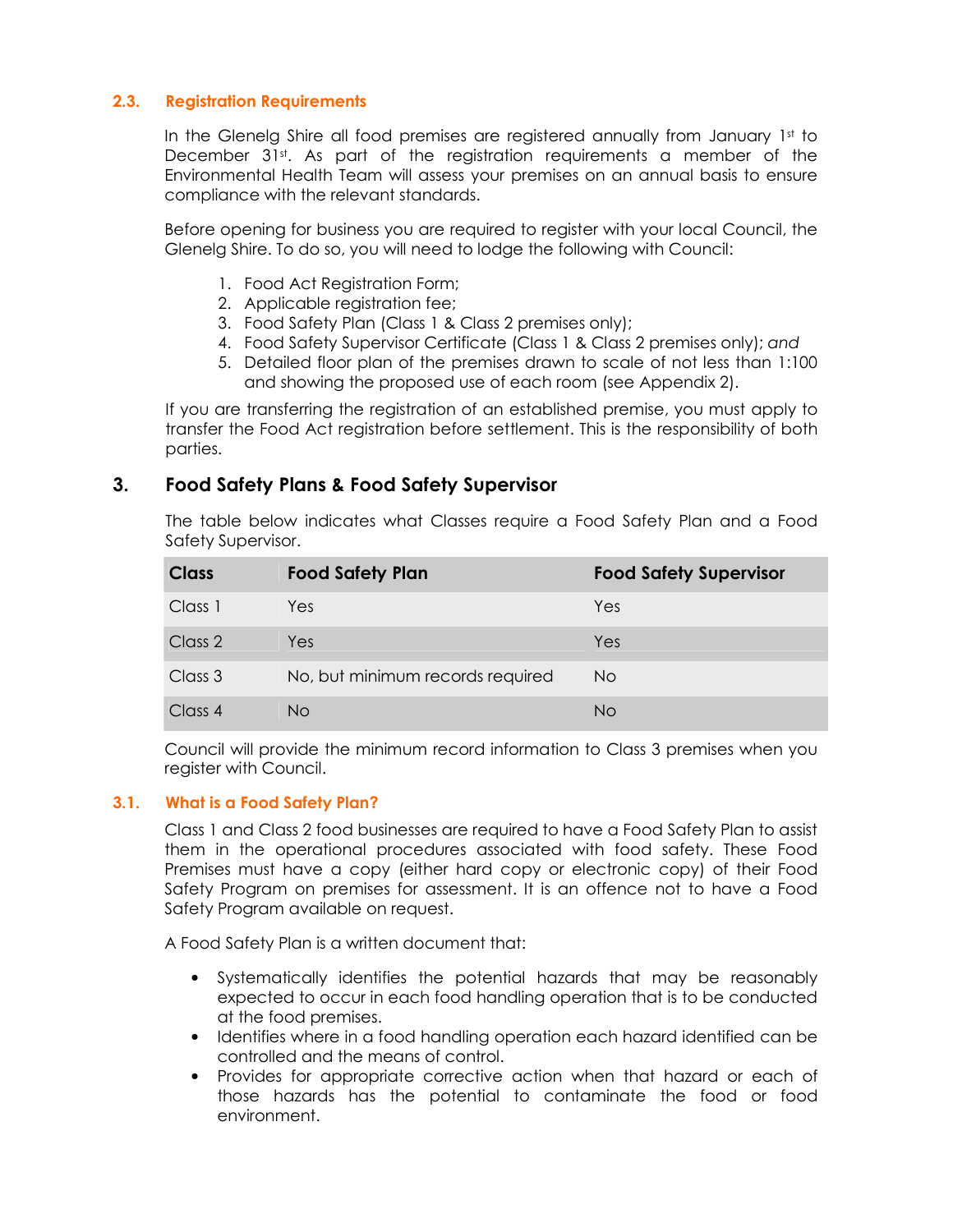### 2.3. Registration Requirements

In the Glenelg Shire all food premises are registered annually from January 1st to December 31st. As part of the registration requirements a member of the Environmental Health Team will assess your premises on an annual basis to ensure compliance with the relevant standards.

Before opening for business you are required to register with your local Council, the Glenelg Shire. To do so, you will need to lodge the following with Council:

1. Food Act Registration Form;
2. Applicable registration fee;
3. Food Safety Plan (Class 1 & Class 2 premises only);
4. Food Safety Supervisor Certificate (Class 1 & Class 2 premises only); *and*
5. Detailed floor plan of the premises drawn to scale of not less than 1:100 and showing the proposed use of each room (see Appendix 2).

If you are transferring the registration of an established premise, you must apply to transfer the Food Act registration before settlement. This is the responsibility of both parties.

## 3. Food Safety Plans & Food Safety Supervisor

The table below indicates what Classes require a Food Safety Plan and a Food Safety Supervisor.

| Class | Food Safety Plan | Food Safety Supervisor |
|---|---|---|
| Class 1 | Yes | Yes |
| Class 2 | Yes | Yes |
| Class 3 | No, but minimum records required | No |
| Class 4 | No | No |

Council will provide the minimum record information to Class 3 premises when you register with Council.

### 3.1. What is a Food Safety Plan?

Class 1 and Class 2 food businesses are required to have a Food Safety Plan to assist them in the operational procedures associated with food safety. These Food Premises must have a copy (either hard copy or electronic copy) of their Food Safety Program on premises for assessment. It is an offence not to have a Food Safety Program available on request.

A Food Safety Plan is a written document that:

- Systematically identifies the potential hazards that may be reasonably expected to occur in each food handling operation that is to be conducted at the food premises.
- Identifies where in a food handling operation each hazard identified can be controlled and the means of control.
- Provides for appropriate corrective action when that hazard or each of those hazards has the potential to contaminate the food or food environment.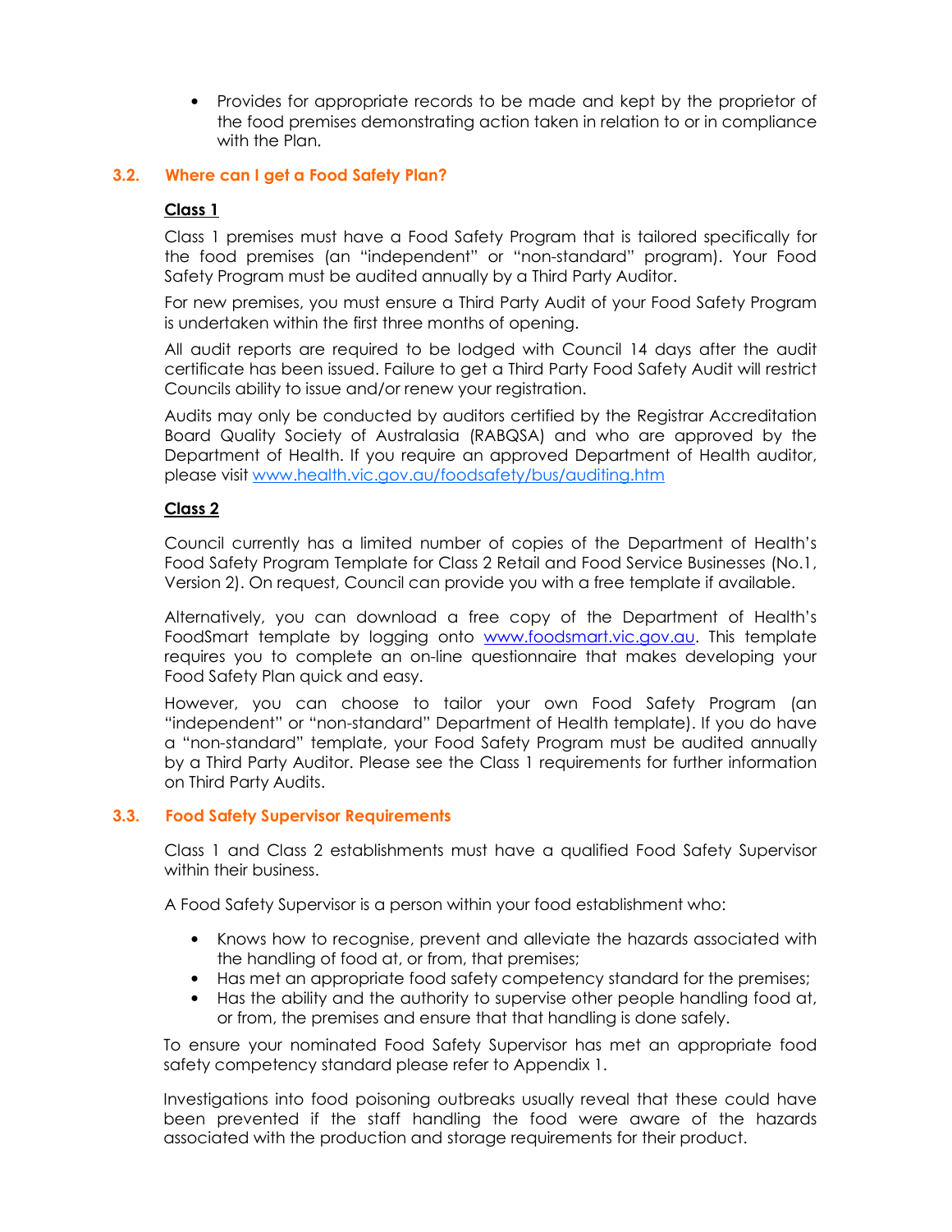- Provides for appropriate records to be made and kept by the proprietor of the food premises demonstrating action taken in relation to or in compliance with the Plan.

### 3.2. Where can I get a Food Safety Plan?

**Class 1**

Class 1 premises must have a Food Safety Program that is tailored specifically for the food premises (an "independent" or "non-standard" program). Your Food Safety Program must be audited annually by a Third Party Auditor.

For new premises, you must ensure a Third Party Audit of your Food Safety Program is undertaken within the first three months of opening.

All audit reports are required to be lodged with Council 14 days after the audit certificate has been issued. Failure to get a Third Party Food Safety Audit will restrict Councils ability to issue and/or renew your registration.

Audits may only be conducted by auditors certified by the Registrar Accreditation Board Quality Society of Australasia (RABQSA) and who are approved by the Department of Health. If you require an approved Department of Health auditor, please visit [www.health.vic.gov.au/foodsafety/bus/auditing.htm](www.health.vic.gov.au/foodsafety/bus/auditing.htm)

**Class 2**

Council currently has a limited number of copies of the Department of Health's Food Safety Program Template for Class 2 Retail and Food Service Businesses (No.1, Version 2). On request, Council can provide you with a free template if available.

Alternatively, you can download a free copy of the Department of Health's FoodSmart template by logging onto [www.foodsmart.vic.gov.au](www.foodsmart.vic.gov.au). This template requires you to complete an on-line questionnaire that makes developing your Food Safety Plan quick and easy.

However, you can choose to tailor your own Food Safety Program (an "independent" or "non-standard" Department of Health template). If you do have a "non-standard" template, your Food Safety Program must be audited annually by a Third Party Auditor. Please see the Class 1 requirements for further information on Third Party Audits.

### 3.3. Food Safety Supervisor Requirements

Class 1 and Class 2 establishments must have a qualified Food Safety Supervisor within their business.

A Food Safety Supervisor is a person within your food establishment who:

- Knows how to recognise, prevent and alleviate the hazards associated with the handling of food at, or from, that premises;
- Has met an appropriate food safety competency standard for the premises;
- Has the ability and the authority to supervise other people handling food at, or from, the premises and ensure that that handling is done safely.

To ensure your nominated Food Safety Supervisor has met an appropriate food safety competency standard please refer to Appendix 1.

Investigations into food poisoning outbreaks usually reveal that these could have been prevented if the staff handling the food were aware of the hazards associated with the production and storage requirements for their product.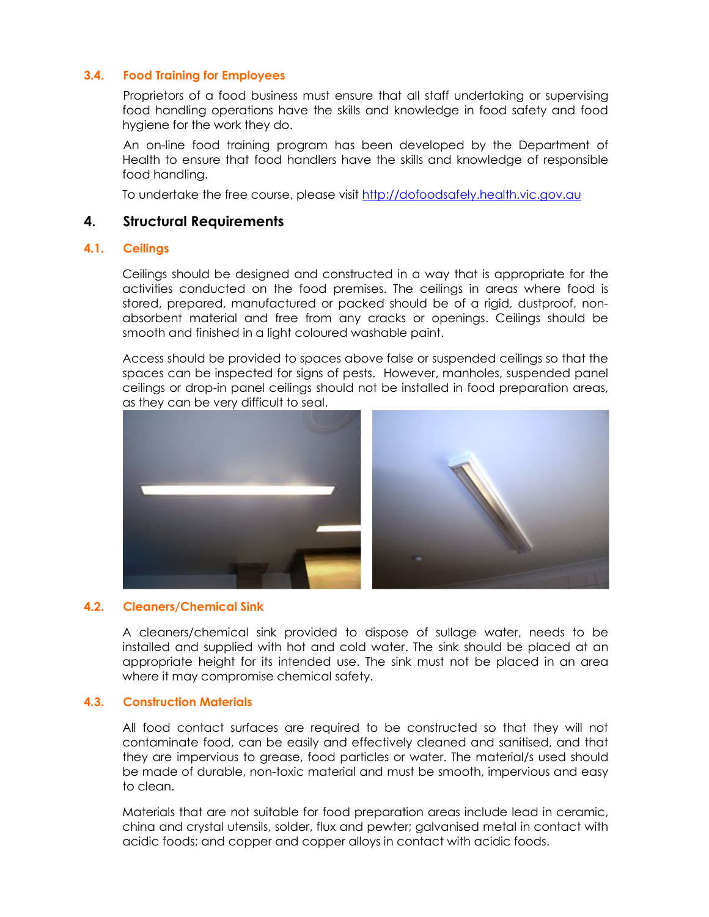### 3.4. Food Training for Employees

Proprietors of a food business must ensure that all staff undertaking or supervising food handling operations have the skills and knowledge in food safety and food hygiene for the work they do.

An on-line food training program has been developed by the Department of Health to ensure that food handlers have the skills and knowledge of responsible food handling.

To undertake the free course, please visit http://dofoodsafely.health.vic.gov.au

## 4. Structural Requirements

### 4.1. Ceilings

Ceilings should be designed and constructed in a way that is appropriate for the activities conducted on the food premises. The ceilings in areas where food is stored, prepared, manufactured or packed should be of a rigid, dustproof, non-absorbent material and free from any cracks or openings. Ceilings should be smooth and finished in a light coloured washable paint.

Access should be provided to spaces above false or suspended ceilings so that the spaces can be inspected for signs of pests. However, manholes, suspended panel ceilings or drop-in panel ceilings should not be installed in food preparation areas, as they can be very difficult to seal.

### 4.2. Cleaners/Chemical Sink

A cleaners/chemical sink provided to dispose of sullage water, needs to be installed and supplied with hot and cold water. The sink should be placed at an appropriate height for its intended use. The sink must not be placed in an area where it may compromise chemical safety.

### 4.3. Construction Materials

All food contact surfaces are required to be constructed so that they will not contaminate food, can be easily and effectively cleaned and sanitised, and that they are impervious to grease, food particles or water. The material/s used should be made of durable, non-toxic material and must be smooth, impervious and easy to clean.

Materials that are not suitable for food preparation areas include lead in ceramic, china and crystal utensils, solder, flux and pewter; galvanised metal in contact with acidic foods; and copper and copper alloys in contact with acidic foods.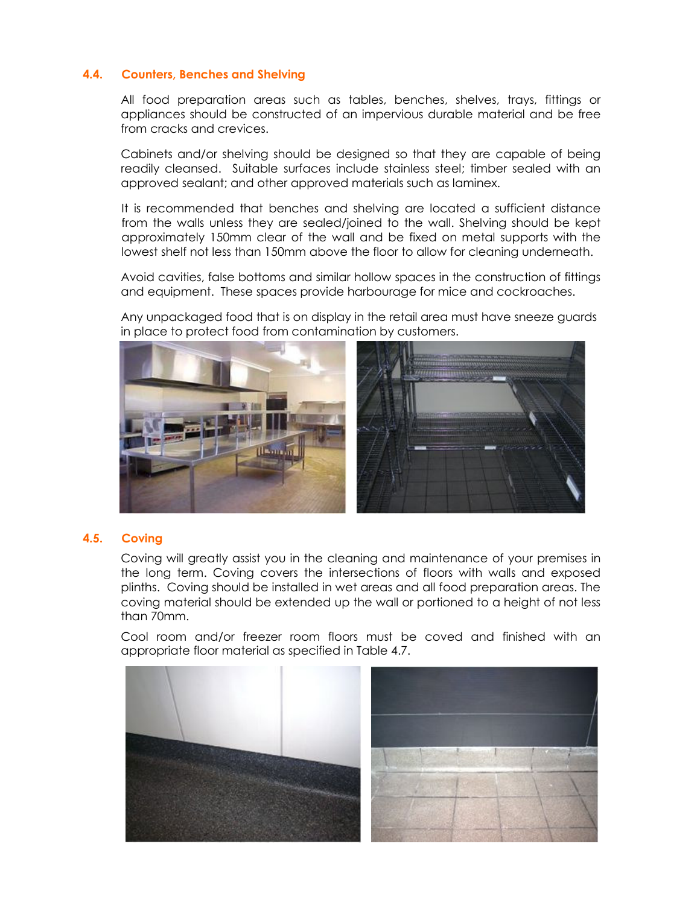### 4.4. Counters, Benches and Shelving

All food preparation areas such as tables, benches, shelves, trays, fittings or appliances should be constructed of an impervious durable material and be free from cracks and crevices.

Cabinets and/or shelving should be designed so that they are capable of being readily cleansed. Suitable surfaces include stainless steel; timber sealed with an approved sealant; and other approved materials such as laminex.

It is recommended that benches and shelving are located a sufficient distance from the walls unless they are sealed/joined to the wall. Shelving should be kept approximately 150mm clear of the wall and be fixed on metal supports with the lowest shelf not less than 150mm above the floor to allow for cleaning underneath.

Avoid cavities, false bottoms and similar hollow spaces in the construction of fittings and equipment. These spaces provide harbourage for mice and cockroaches.

Any unpackaged food that is on display in the retail area must have sneeze guards in place to protect food from contamination by customers.

### 4.5. Coving

Coving will greatly assist you in the cleaning and maintenance of your premises in the long term. Coving covers the intersections of floors with walls and exposed plinths. Coving should be installed in wet areas and all food preparation areas. The coving material should be extended up the wall or portioned to a height of not less than 70mm.

Cool room and/or freezer room floors must be coved and finished with an appropriate floor material as specified in Table 4.7.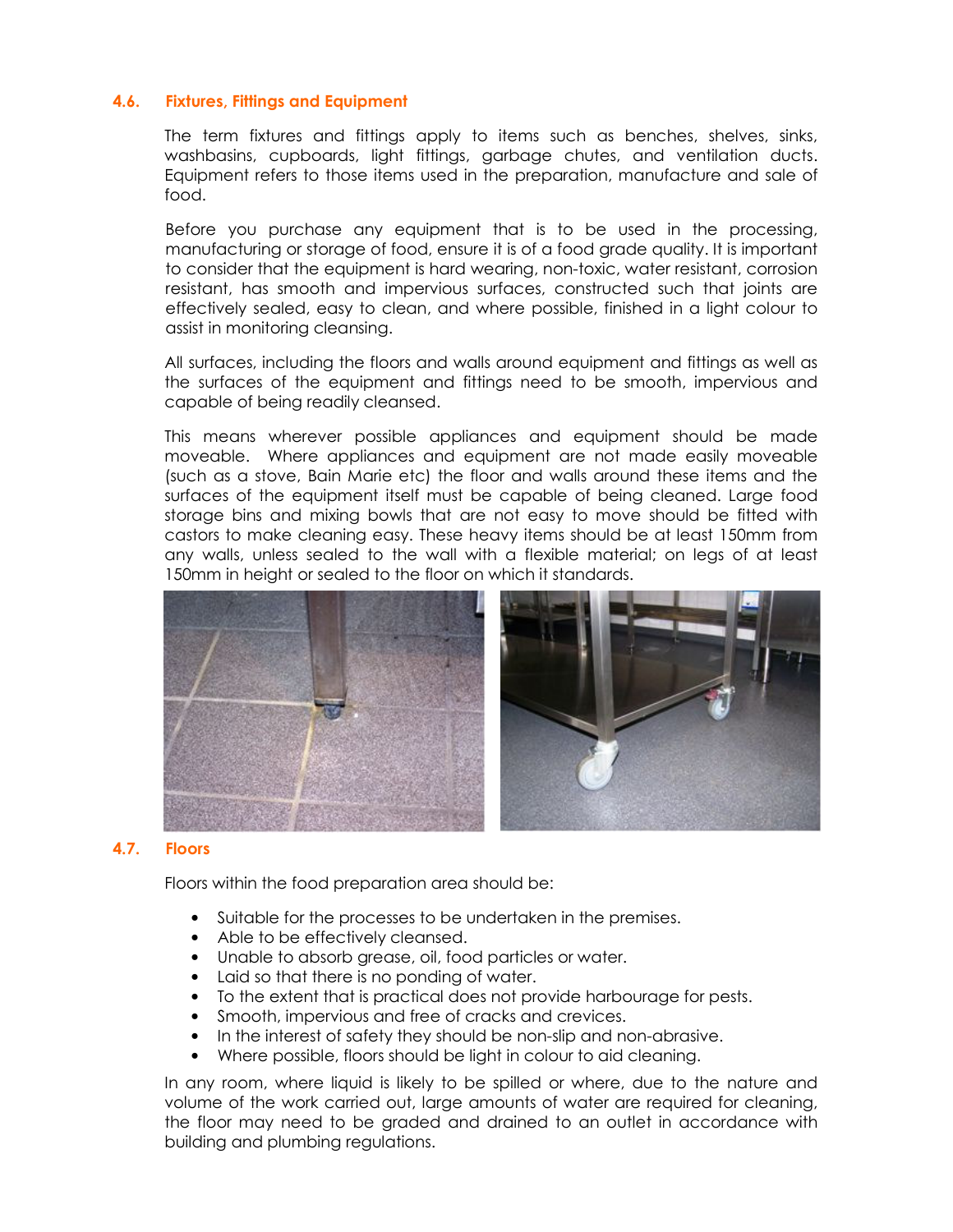## 4.6. Fixtures, Fittings and Equipment

The term fixtures and fittings apply to items such as benches, shelves, sinks, washbasins, cupboards, light fittings, garbage chutes, and ventilation ducts. Equipment refers to those items used in the preparation, manufacture and sale of food.

Before you purchase any equipment that is to be used in the processing, manufacturing or storage of food, ensure it is of a food grade quality. It is important to consider that the equipment is hard wearing, non-toxic, water resistant, corrosion resistant, has smooth and impervious surfaces, constructed such that joints are effectively sealed, easy to clean, and where possible, finished in a light colour to assist in monitoring cleansing.

All surfaces, including the floors and walls around equipment and fittings as well as the surfaces of the equipment and fittings need to be smooth, impervious and capable of being readily cleansed.

This means wherever possible appliances and equipment should be made moveable. Where appliances and equipment are not made easily moveable (such as a stove, Bain Marie etc) the floor and walls around these items and the surfaces of the equipment itself must be capable of being cleaned. Large food storage bins and mixing bowls that are not easy to move should be fitted with castors to make cleaning easy. These heavy items should be at least 150mm from any walls, unless sealed to the wall with a flexible material; on legs of at least 150mm in height or sealed to the floor on which it standards.

## 4.7. Floors

Floors within the food preparation area should be:

- Suitable for the processes to be undertaken in the premises.
- Able to be effectively cleansed.
- Unable to absorb grease, oil, food particles or water.
- Laid so that there is no ponding of water.
- To the extent that is practical does not provide harbourage for pests.
- Smooth, impervious and free of cracks and crevices.
- In the interest of safety they should be non-slip and non-abrasive.
- Where possible, floors should be light in colour to aid cleaning.

In any room, where liquid is likely to be spilled or where, due to the nature and volume of the work carried out, large amounts of water are required for cleaning, the floor may need to be graded and drained to an outlet in accordance with building and plumbing regulations.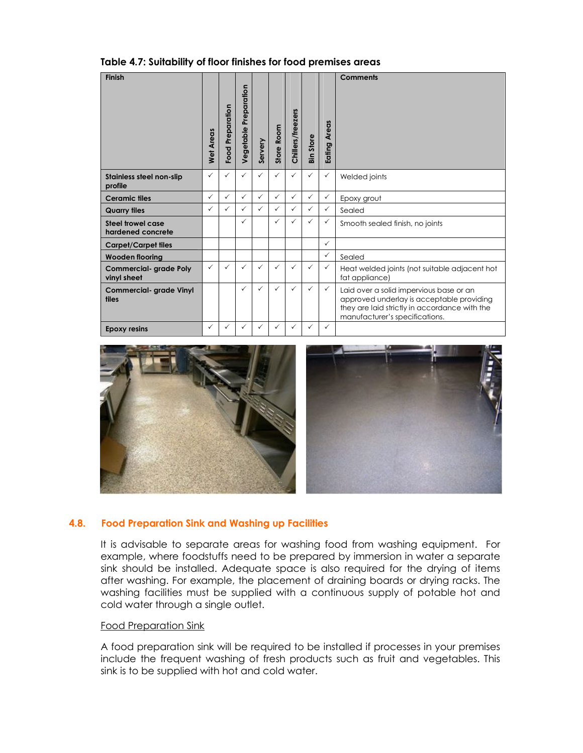**Table 4.7: Suitability of floor finishes for food premises areas**

| Finish | Wet Areas | Food Preparation | Vegetable Preparation | Servery | Store Room | Chillers/freezers | Bin Store | Eating Areas | Comments |
|---|---|---|---|---|---|---|---|---|---|
| **Stainless steel non-slip profile** | ✓ | ✓ | ✓ | ✓ | ✓ | ✓ | ✓ | ✓ | Welded joints |
| **Ceramic tiles** | ✓ | ✓ | ✓ | ✓ | ✓ | ✓ | ✓ | ✓ | Epoxy grout |
| **Quarry tiles** | ✓ | ✓ | ✓ | ✓ | ✓ | ✓ | ✓ | ✓ | Sealed |
| **Steel trowel case hardened concrete** | | | ✓ | | ✓ | ✓ | ✓ | ✓ | Smooth sealed finish, no joints |
| **Carpet/Carpet tiles** | | | | | | | | ✓ | |
| **Wooden flooring** | | | | | | | | ✓ | Sealed |
| **Commercial- grade Poly vinyl sheet** | ✓ | ✓ | ✓ | ✓ | ✓ | ✓ | ✓ | ✓ | Heat welded joints (not suitable adjacent hot fat appliance) |
| **Commercial- grade Vinyl tiles** | | | ✓ | ✓ | ✓ | ✓ | ✓ | ✓ | Laid over a solid impervious base or an approved underlay is acceptable providing they are laid strictly in accordance with the manufacturer's specifications. |
| **Epoxy resins** | ✓ | ✓ | ✓ | ✓ | ✓ | ✓ | ✓ | ✓ | |

## 4.8. Food Preparation Sink and Washing up Facilities

It is advisable to separate areas for washing food from washing equipment. For example, where foodstuffs need to be prepared by immersion in water a separate sink should be installed. Adequate space is also required for the drying of items after washing. For example, the placement of draining boards or drying racks. The washing facilities must be supplied with a continuous supply of potable hot and cold water through a single outlet.

Food Preparation Sink

A food preparation sink will be required to be installed if processes in your premises include the frequent washing of fresh products such as fruit and vegetables. This sink is to be supplied with hot and cold water.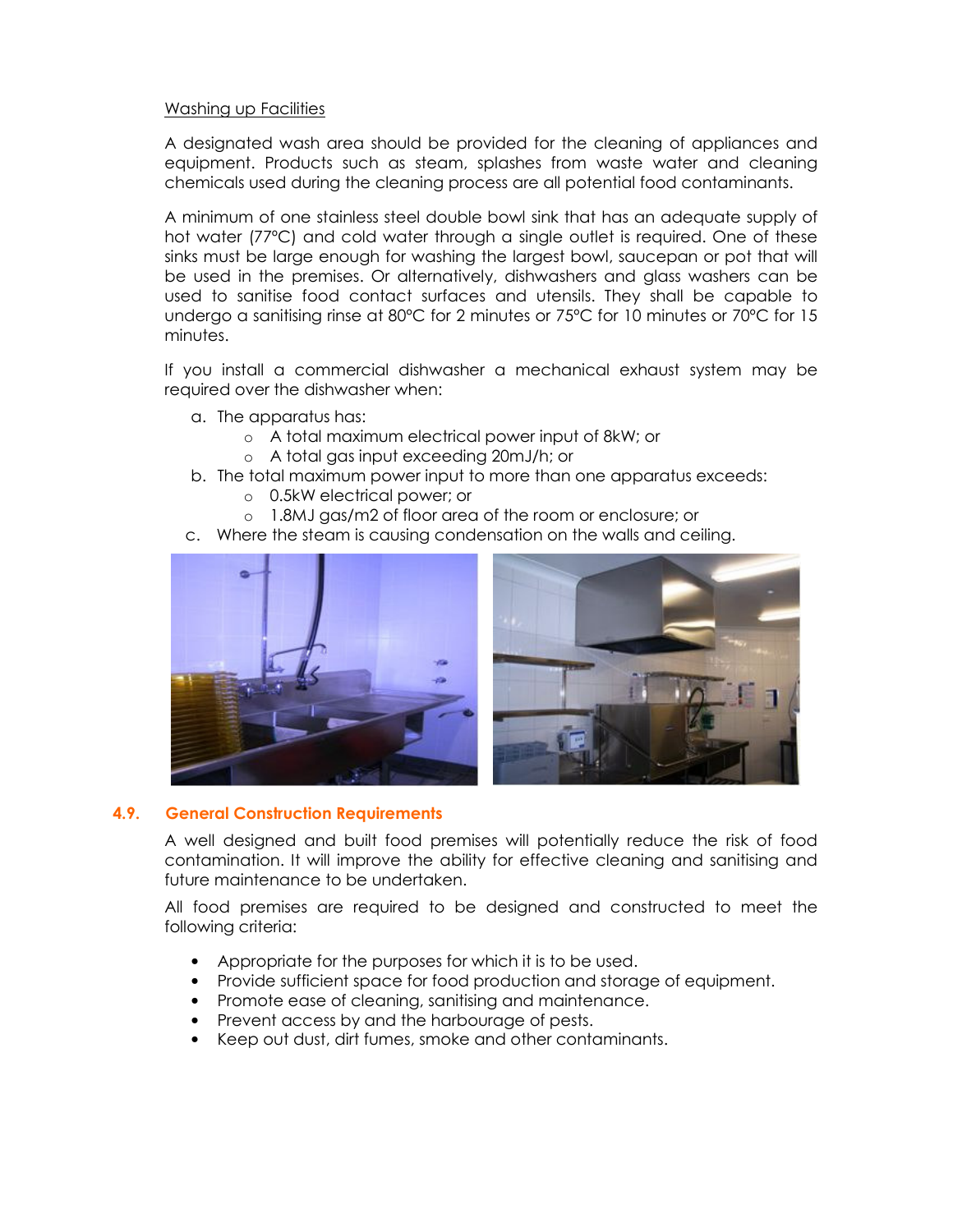Washing up Facilities

A designated wash area should be provided for the cleaning of appliances and equipment. Products such as steam, splashes from waste water and cleaning chemicals used during the cleaning process are all potential food contaminants.

A minimum of one stainless steel double bowl sink that has an adequate supply of hot water (77°C) and cold water through a single outlet is required. One of these sinks must be large enough for washing the largest bowl, saucepan or pot that will be used in the premises. Or alternatively, dishwashers and glass washers can be used to sanitise food contact surfaces and utensils. They shall be capable to undergo a sanitising rinse at 80°C for 2 minutes or 75°C for 10 minutes or 70°C for 15 minutes.

If you install a commercial dishwasher a mechanical exhaust system may be required over the dishwasher when:

a. The apparatus has:
   - A total maximum electrical power input of 8kW; or
   - A total gas input exceeding 20mJ/h; or
b. The total maximum power input to more than one apparatus exceeds:
   - 0.5kW electrical power; or
   - 1.8MJ gas/m2 of floor area of the room or enclosure; or
c. Where the steam is causing condensation on the walls and ceiling.

## 4.9. General Construction Requirements

A well designed and built food premises will potentially reduce the risk of food contamination. It will improve the ability for effective cleaning and sanitising and future maintenance to be undertaken.

All food premises are required to be designed and constructed to meet the following criteria:

- Appropriate for the purposes for which it is to be used.
- Provide sufficient space for food production and storage of equipment.
- Promote ease of cleaning, sanitising and maintenance.
- Prevent access by and the harbourage of pests.
- Keep out dust, dirt fumes, smoke and other contaminants.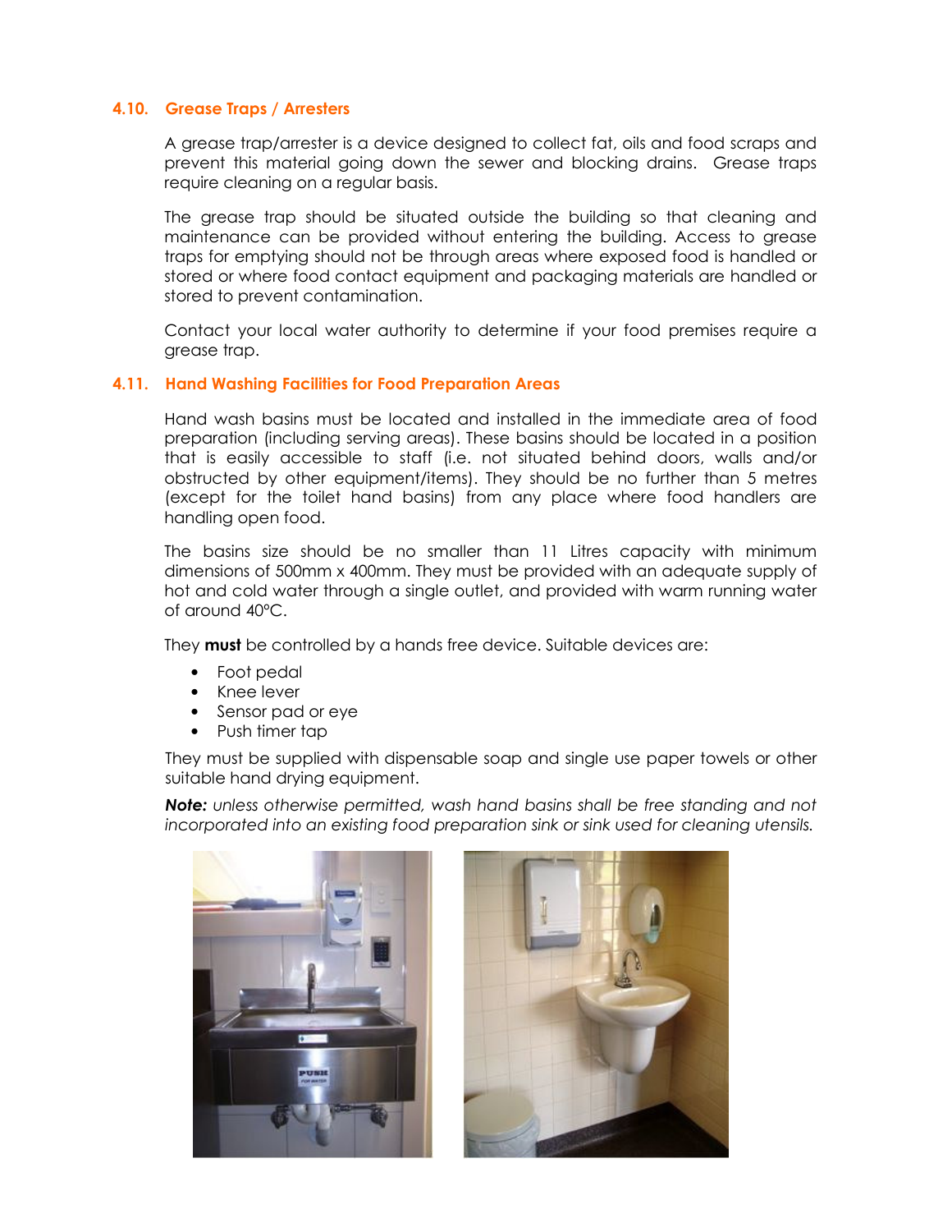### 4.10. Grease Traps / Arresters

A grease trap/arrester is a device designed to collect fat, oils and food scraps and prevent this material going down the sewer and blocking drains. Grease traps require cleaning on a regular basis.

The grease trap should be situated outside the building so that cleaning and maintenance can be provided without entering the building. Access to grease traps for emptying should not be through areas where exposed food is handled or stored or where food contact equipment and packaging materials are handled or stored to prevent contamination.

Contact your local water authority to determine if your food premises require a grease trap.

### 4.11. Hand Washing Facilities for Food Preparation Areas

Hand wash basins must be located and installed in the immediate area of food preparation (including serving areas). These basins should be located in a position that is easily accessible to staff (i.e. not situated behind doors, walls and/or obstructed by other equipment/items). They should be no further than 5 metres (except for the toilet hand basins) from any place where food handlers are handling open food.

The basins size should be no smaller than 11 Litres capacity with minimum dimensions of 500mm x 400mm. They must be provided with an adequate supply of hot and cold water through a single outlet, and provided with warm running water of around 40°C.

They **must** be controlled by a hands free device. Suitable devices are:

- Foot pedal
- Knee lever
- Sensor pad or eye
- Push timer tap

They must be supplied with dispensable soap and single use paper towels or other suitable hand drying equipment.

***Note:*** *unless otherwise permitted, wash hand basins shall be free standing and not incorporated into an existing food preparation sink or sink used for cleaning utensils.*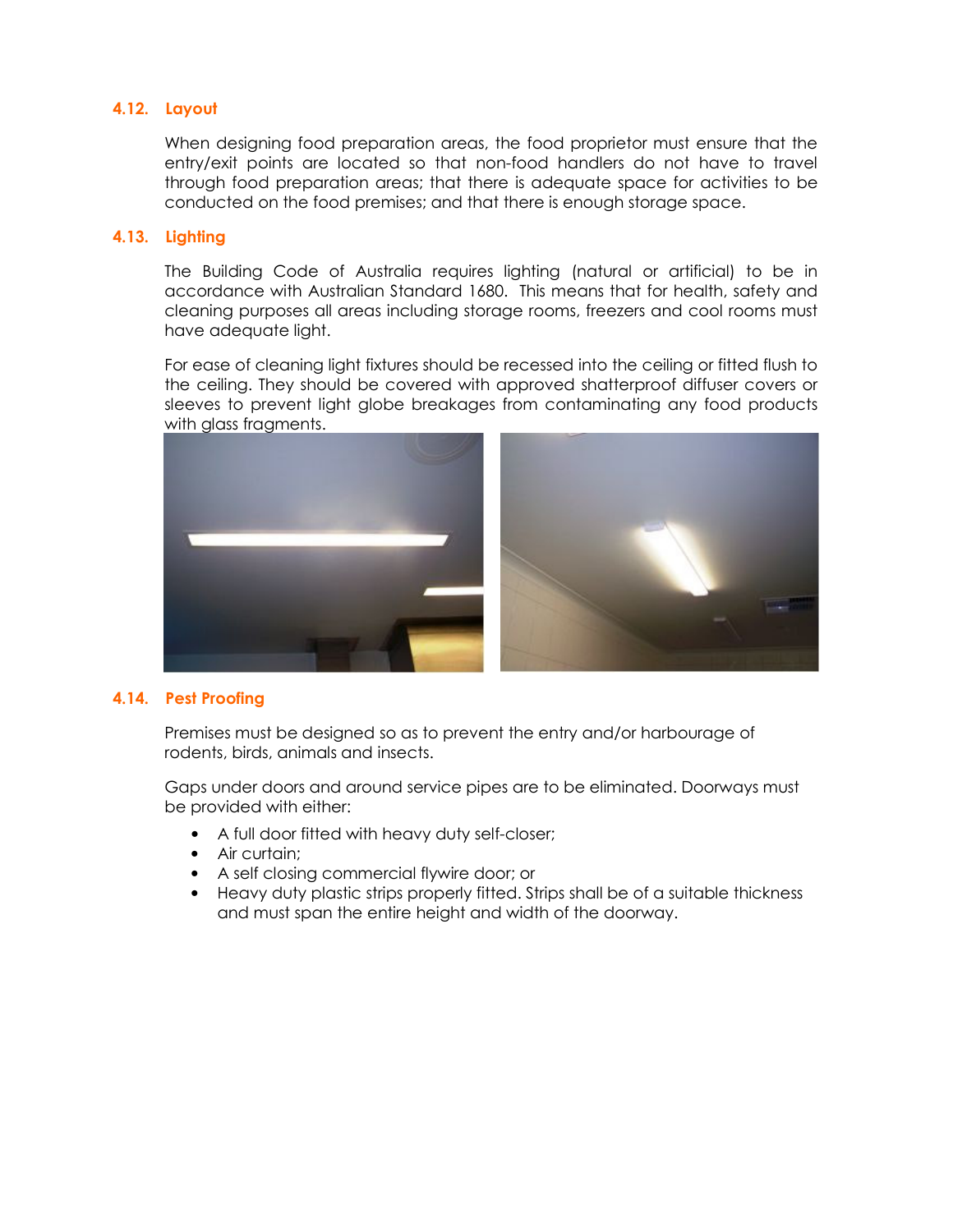### 4.12. Layout

When designing food preparation areas, the food proprietor must ensure that the entry/exit points are located so that non-food handlers do not have to travel through food preparation areas; that there is adequate space for activities to be conducted on the food premises; and that there is enough storage space.

### 4.13. Lighting

The Building Code of Australia requires lighting (natural or artificial) to be in accordance with Australian Standard 1680. This means that for health, safety and cleaning purposes all areas including storage rooms, freezers and cool rooms must have adequate light.

For ease of cleaning light fixtures should be recessed into the ceiling or fitted flush to the ceiling. They should be covered with approved shatterproof diffuser covers or sleeves to prevent light globe breakages from contaminating any food products with glass fragments.

### 4.14. Pest Proofing

Premises must be designed so as to prevent the entry and/or harbourage of rodents, birds, animals and insects.

Gaps under doors and around service pipes are to be eliminated. Doorways must be provided with either:

- A full door fitted with heavy duty self-closer;
- Air curtain;
- A self closing commercial flywire door; or
- Heavy duty plastic strips properly fitted. Strips shall be of a suitable thickness and must span the entire height and width of the doorway.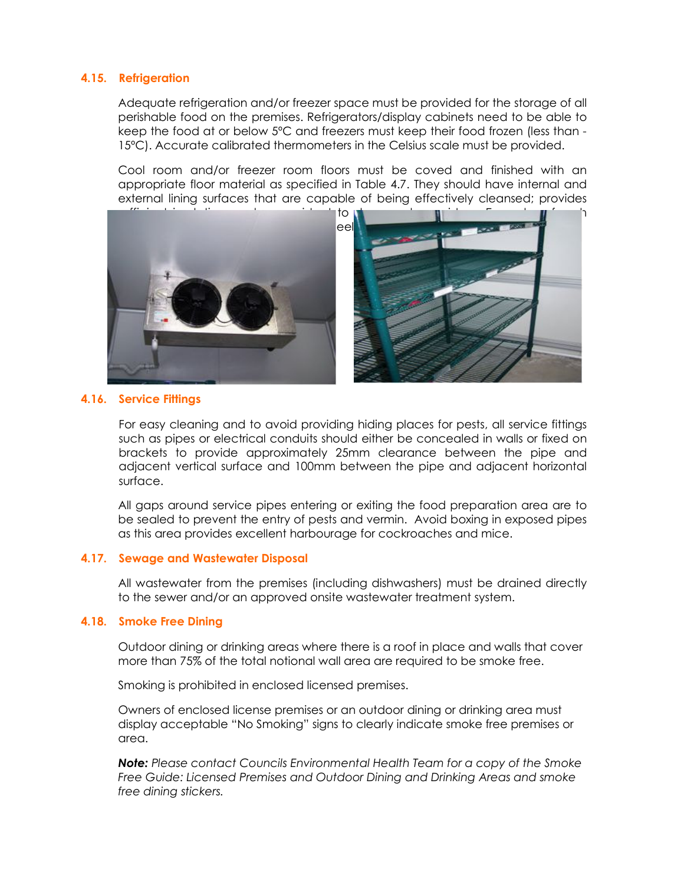## 4.15. Refrigeration

Adequate refrigeration and/or freezer space must be provided for the storage of all perishable food on the premises. Refrigerators/display cabinets need to be able to keep the food at or below 5ºC and freezers must keep their food frozen (less than -15ºC). Accurate calibrated thermometers in the Celsius scale must be provided.

Cool room and/or freezer room floors must be coved and finished with an appropriate floor material as specified in Table 4.7. They should have internal and external lining surfaces that are capable of being effectively cleansed; provides

## 4.16. Service Fittings

For easy cleaning and to avoid providing hiding places for pests, all service fittings such as pipes or electrical conduits should either be concealed in walls or fixed on brackets to provide approximately 25mm clearance between the pipe and adjacent vertical surface and 100mm between the pipe and adjacent horizontal surface.

All gaps around service pipes entering or exiting the food preparation area are to be sealed to prevent the entry of pests and vermin. Avoid boxing in exposed pipes as this area provides excellent harbourage for cockroaches and mice.

## 4.17. Sewage and Wastewater Disposal

All wastewater from the premises (including dishwashers) must be drained directly to the sewer and/or an approved onsite wastewater treatment system.

## 4.18. Smoke Free Dining

Outdoor dining or drinking areas where there is a roof in place and walls that cover more than 75% of the total notional wall area are required to be smoke free.

Smoking is prohibited in enclosed licensed premises.

Owners of enclosed license premises or an outdoor dining or drinking area must display acceptable "No Smoking" signs to clearly indicate smoke free premises or area.

***Note:*** *Please contact Councils Environmental Health Team for a copy of the Smoke Free Guide: Licensed Premises and Outdoor Dining and Drinking Areas and smoke free dining stickers.*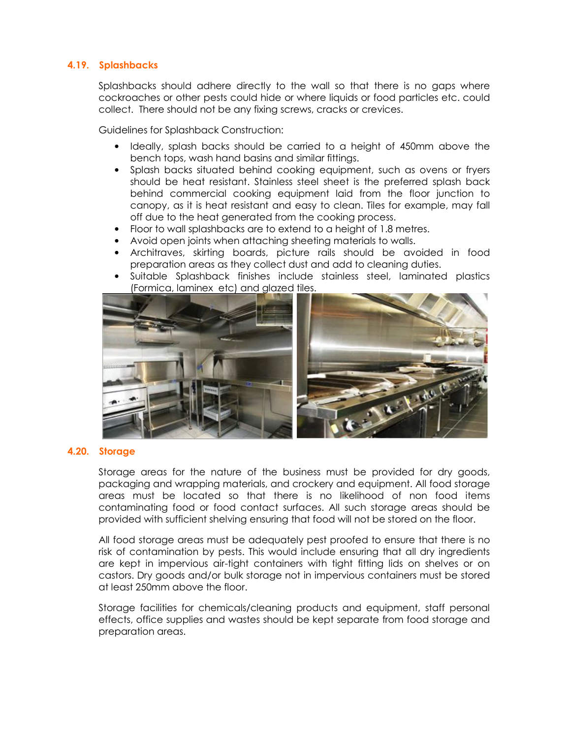## 4.19. Splashbacks

Splashbacks should adhere directly to the wall so that there is no gaps where cockroaches or other pests could hide or where liquids or food particles etc. could collect. There should not be any fixing screws, cracks or crevices.

Guidelines for Splashback Construction:

- Ideally, splash backs should be carried to a height of 450mm above the bench tops, wash hand basins and similar fittings.
- Splash backs situated behind cooking equipment, such as ovens or fryers should be heat resistant. Stainless steel sheet is the preferred splash back behind commercial cooking equipment laid from the floor junction to canopy, as it is heat resistant and easy to clean. Tiles for example, may fall off due to the heat generated from the cooking process.
- Floor to wall splashbacks are to extend to a height of 1.8 metres.
- Avoid open joints when attaching sheeting materials to walls.
- Architraves, skirting boards, picture rails should be avoided in food preparation areas as they collect dust and add to cleaning duties.
- Suitable Splashback finishes include stainless steel, laminated plastics (Formica, laminex etc) and glazed tiles.

## 4.20. Storage

Storage areas for the nature of the business must be provided for dry goods, packaging and wrapping materials, and crockery and equipment. All food storage areas must be located so that there is no likelihood of non food items contaminating food or food contact surfaces. All such storage areas should be provided with sufficient shelving ensuring that food will not be stored on the floor.

All food storage areas must be adequately pest proofed to ensure that there is no risk of contamination by pests. This would include ensuring that all dry ingredients are kept in impervious air-tight containers with tight fitting lids on shelves or on castors. Dry goods and/or bulk storage not in impervious containers must be stored at least 250mm above the floor.

Storage facilities for chemicals/cleaning products and equipment, staff personal effects, office supplies and wastes should be kept separate from food storage and preparation areas.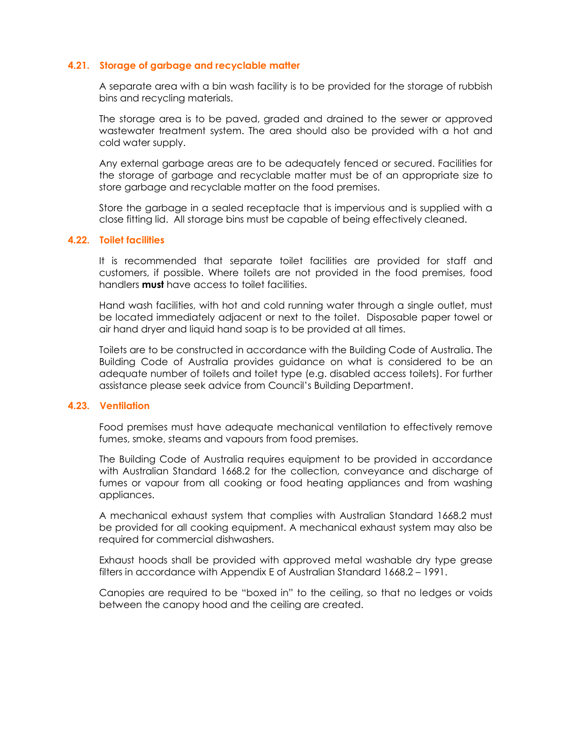### 4.21. Storage of garbage and recyclable matter

A separate area with a bin wash facility is to be provided for the storage of rubbish bins and recycling materials.

The storage area is to be paved, graded and drained to the sewer or approved wastewater treatment system. The area should also be provided with a hot and cold water supply.

Any external garbage areas are to be adequately fenced or secured. Facilities for the storage of garbage and recyclable matter must be of an appropriate size to store garbage and recyclable matter on the food premises.

Store the garbage in a sealed receptacle that is impervious and is supplied with a close fitting lid. All storage bins must be capable of being effectively cleaned.

### 4.22. Toilet facilities

It is recommended that separate toilet facilities are provided for staff and customers, if possible. Where toilets are not provided in the food premises, food handlers **must** have access to toilet facilities.

Hand wash facilities, with hot and cold running water through a single outlet, must be located immediately adjacent or next to the toilet. Disposable paper towel or air hand dryer and liquid hand soap is to be provided at all times.

Toilets are to be constructed in accordance with the Building Code of Australia. The Building Code of Australia provides guidance on what is considered to be an adequate number of toilets and toilet type (e.g. disabled access toilets). For further assistance please seek advice from Council's Building Department.

### 4.23. Ventilation

Food premises must have adequate mechanical ventilation to effectively remove fumes, smoke, steams and vapours from food premises.

The Building Code of Australia requires equipment to be provided in accordance with Australian Standard 1668.2 for the collection, conveyance and discharge of fumes or vapour from all cooking or food heating appliances and from washing appliances.

A mechanical exhaust system that complies with Australian Standard 1668.2 must be provided for all cooking equipment. A mechanical exhaust system may also be required for commercial dishwashers.

Exhaust hoods shall be provided with approved metal washable dry type grease filters in accordance with Appendix E of Australian Standard 1668.2 – 1991.

Canopies are required to be "boxed in" to the ceiling, so that no ledges or voids between the canopy hood and the ceiling are created.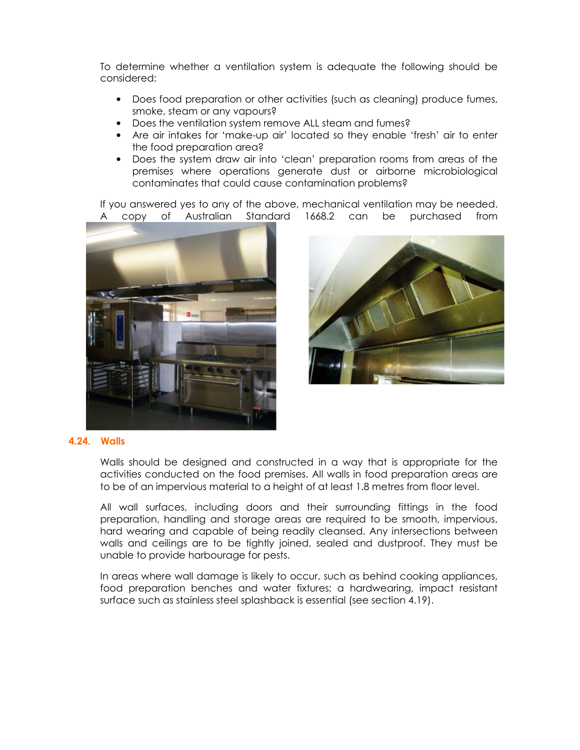To determine whether a ventilation system is adequate the following should be considered:

- Does food preparation or other activities (such as cleaning) produce fumes, smoke, steam or any vapours?
- Does the ventilation system remove ALL steam and fumes?
- Are air intakes for 'make-up air' located so they enable 'fresh' air to enter the food preparation area?
- Does the system draw air into 'clean' preparation rooms from areas of the premises where operations generate dust or airborne microbiological contaminates that could cause contamination problems?

If you answered yes to any of the above, mechanical ventilation may be needed. A copy of Australian Standard 1668.2 can be purchased from

## 4.24. Walls

Walls should be designed and constructed in a way that is appropriate for the activities conducted on the food premises. All walls in food preparation areas are to be of an impervious material to a height of at least 1.8 metres from floor level.

All wall surfaces, including doors and their surrounding fittings in the food preparation, handling and storage areas are required to be smooth, impervious, hard wearing and capable of being readily cleansed. Any intersections between walls and ceilings are to be tightly joined, sealed and dustproof. They must be unable to provide harbourage for pests.

In areas where wall damage is likely to occur, such as behind cooking appliances, food preparation benches and water fixtures; a hardwearing, impact resistant surface such as stainless steel splashback is essential (see section 4.19).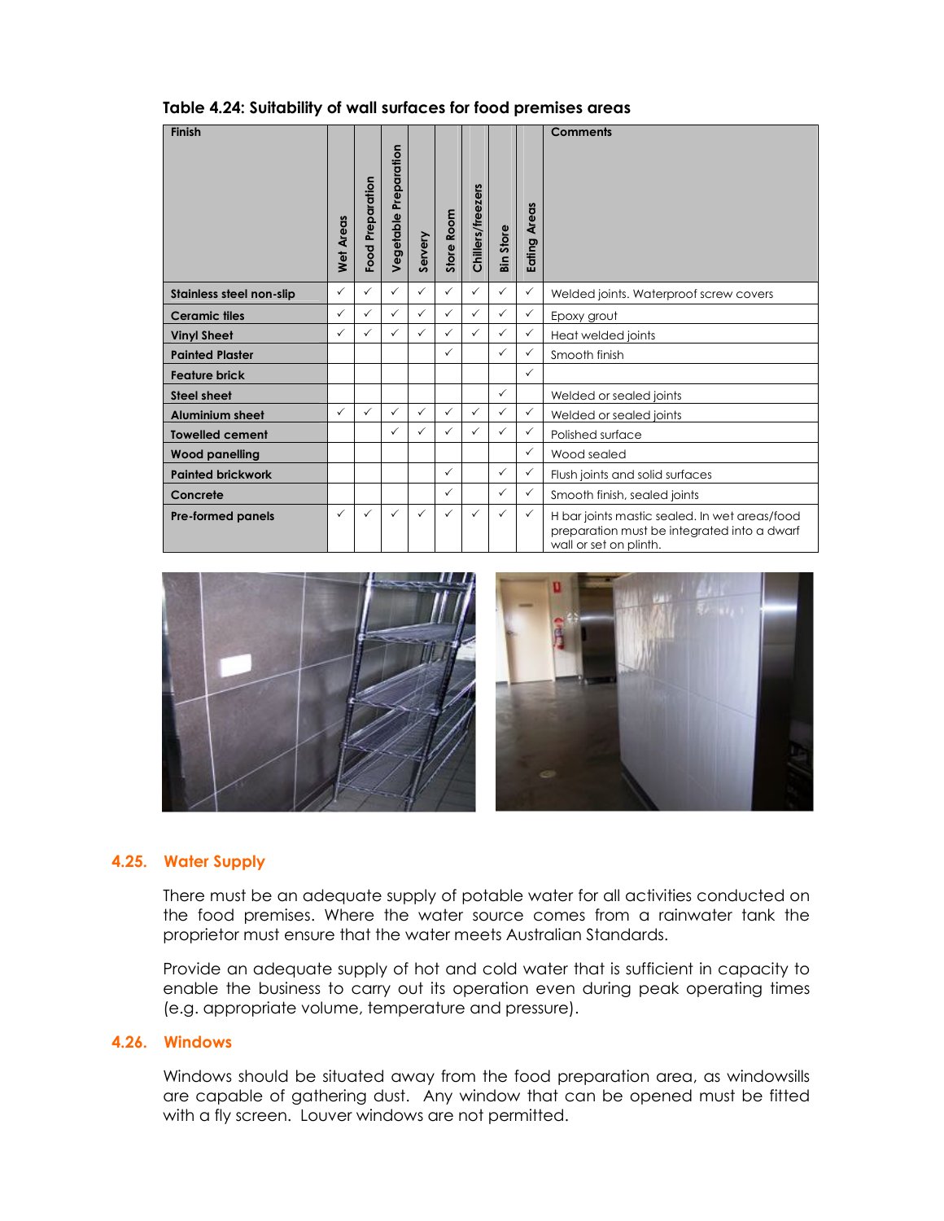**Table 4.24: Suitability of wall surfaces for food premises areas**

| Finish | Wet Areas | Food Preparation | Vegetable Preparation | Servery | Store Room | Chillers/freezers | Bin Store | Eating Areas | Comments |
|---|---|---|---|---|---|---|---|---|---|
| **Stainless steel non-slip** | ✓ | ✓ | ✓ | ✓ | ✓ | ✓ | ✓ | ✓ | Welded joints. Waterproof screw covers |
| **Ceramic tiles** | ✓ | ✓ | ✓ | ✓ | ✓ | ✓ | ✓ | ✓ | Epoxy grout |
| **Vinyl Sheet** | ✓ | ✓ | ✓ | ✓ | ✓ | ✓ | ✓ | ✓ | Heat welded joints |
| **Painted Plaster** | | | | | ✓ | | ✓ | ✓ | Smooth finish |
| **Feature brick** | | | | | | | | ✓ | |
| **Steel sheet** | | | | | | | ✓ | | Welded or sealed joints |
| **Aluminium sheet** | ✓ | ✓ | ✓ | ✓ | ✓ | ✓ | ✓ | ✓ | Welded or sealed joints |
| **Towelled cement** | | | ✓ | ✓ | ✓ | ✓ | ✓ | ✓ | Polished surface |
| **Wood panelling** | | | | | | | | ✓ | Wood sealed |
| **Painted brickwork** | | | | | ✓ | | ✓ | ✓ | Flush joints and solid surfaces |
| **Concrete** | | | | | ✓ | | ✓ | ✓ | Smooth finish, sealed joints |
| **Pre-formed panels** | ✓ | ✓ | ✓ | ✓ | ✓ | ✓ | ✓ | ✓ | H bar joints mastic sealed. In wet areas/food preparation must be integrated into a dwarf wall or set on plinth. |

## 4.25. Water Supply

There must be an adequate supply of potable water for all activities conducted on the food premises. Where the water source comes from a rainwater tank the proprietor must ensure that the water meets Australian Standards.

Provide an adequate supply of hot and cold water that is sufficient in capacity to enable the business to carry out its operation even during peak operating times (e.g. appropriate volume, temperature and pressure).

## 4.26. Windows

Windows should be situated away from the food preparation area, as windowsills are capable of gathering dust. Any window that can be opened must be fitted with a fly screen. Louver windows are not permitted.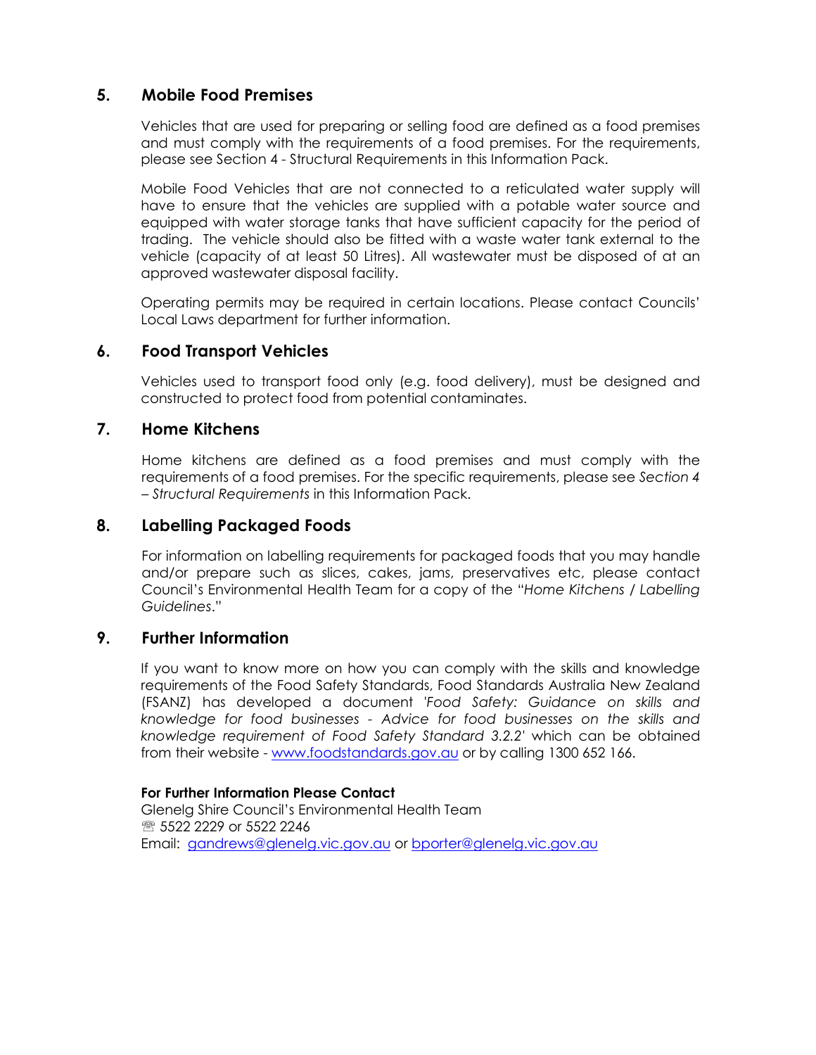## 5. Mobile Food Premises

Vehicles that are used for preparing or selling food are defined as a food premises and must comply with the requirements of a food premises. For the requirements, please see Section 4 - Structural Requirements in this Information Pack.

Mobile Food Vehicles that are not connected to a reticulated water supply will have to ensure that the vehicles are supplied with a potable water source and equipped with water storage tanks that have sufficient capacity for the period of trading. The vehicle should also be fitted with a waste water tank external to the vehicle (capacity of at least 50 Litres). All wastewater must be disposed of at an approved wastewater disposal facility.

Operating permits may be required in certain locations. Please contact Councils' Local Laws department for further information.

## 6. Food Transport Vehicles

Vehicles used to transport food only (e.g. food delivery), must be designed and constructed to protect food from potential contaminates.

## 7. Home Kitchens

Home kitchens are defined as a food premises and must comply with the requirements of a food premises. For the specific requirements, please see *Section 4 – Structural Requirements* in this Information Pack.

## 8. Labelling Packaged Foods

For information on labelling requirements for packaged foods that you may handle and/or prepare such as slices, cakes, jams, preservatives etc, please contact Council's Environmental Health Team for a copy of the "*Home Kitchens / Labelling Guidelines*."

## 9. Further Information

If you want to know more on how you can comply with the skills and knowledge requirements of the Food Safety Standards, Food Standards Australia New Zealand (FSANZ) has developed a document *'Food Safety: Guidance on skills and knowledge for food businesses - Advice for food businesses on the skills and knowledge requirement of Food Safety Standard 3.2.2'* which can be obtained from their website - [www.foodstandards.gov.au](http://www.foodstandards.gov.au) or by calling 1300 652 166.

**For Further Information Please Contact**
Glenelg Shire Council's Environmental Health Team
☏ 5522 2229 or 5522 2246
Email: [gandrews@glenelg.vic.gov.au](mailto:gandrews@glenelg.vic.gov.au) or [bporter@glenelg.vic.gov.au](mailto:bporter@glenelg.vic.gov.au)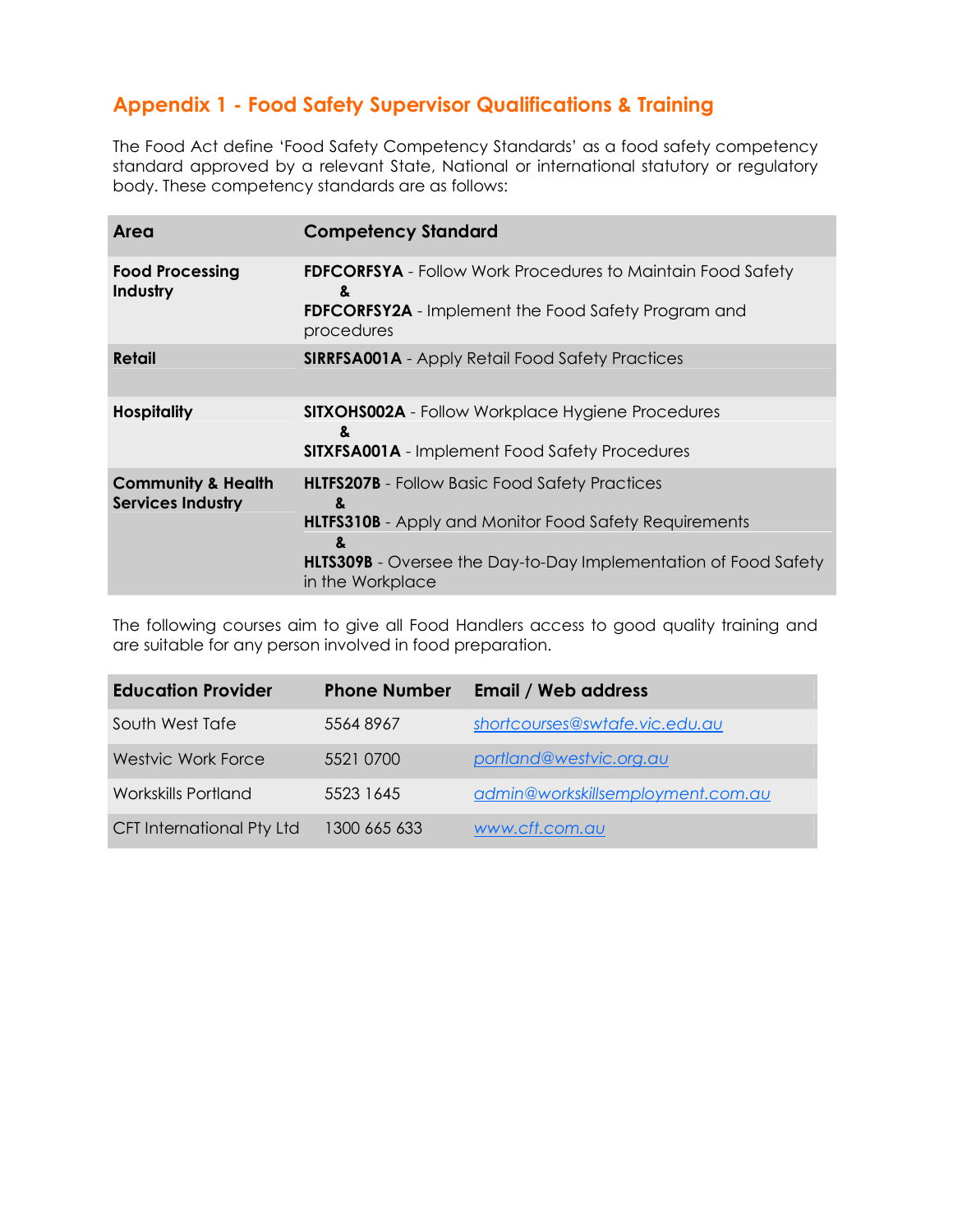## Appendix 1 - Food Safety Supervisor Qualifications & Training

The Food Act define 'Food Safety Competency Standards' as a food safety competency standard approved by a relevant State, National or international statutory or regulatory body. These competency standards are as follows:

| Area | Competency Standard |
|---|---|
| **Food Processing Industry** | **FDFCORFSYA** - Follow Work Procedures to Maintain Food Safety<br>**&**<br>**FDFCORFSY2A** - Implement the Food Safety Program and procedures |
| **Retail** | **SIRRFSA001A** - Apply Retail Food Safety Practices |
| **Hospitality** | **SITXOHS002A** - Follow Workplace Hygiene Procedures<br>**&**<br>**SITXFSA001A** - Implement Food Safety Procedures |
| **Community & Health Services Industry** | **HLTFS207B** - Follow Basic Food Safety Practices<br>**&**<br>**HLTFS310B** - Apply and Monitor Food Safety Requirements<br>**&**<br>**HLTS309B** - Oversee the Day-to-Day Implementation of Food Safety in the Workplace |

The following courses aim to give all Food Handlers access to good quality training and are suitable for any person involved in food preparation.

| Education Provider | Phone Number | Email / Web address |
|---|---|---|
| South West Tafe | 5564 8967 | shortcourses@swtafe.vic.edu.au |
| Westvic Work Force | 5521 0700 | portland@westvic.org.au |
| Workskills Portland | 5523 1645 | admin@workskillsemployment.com.au |
| CFT International Pty Ltd | 1300 665 633 | www.cft.com.au |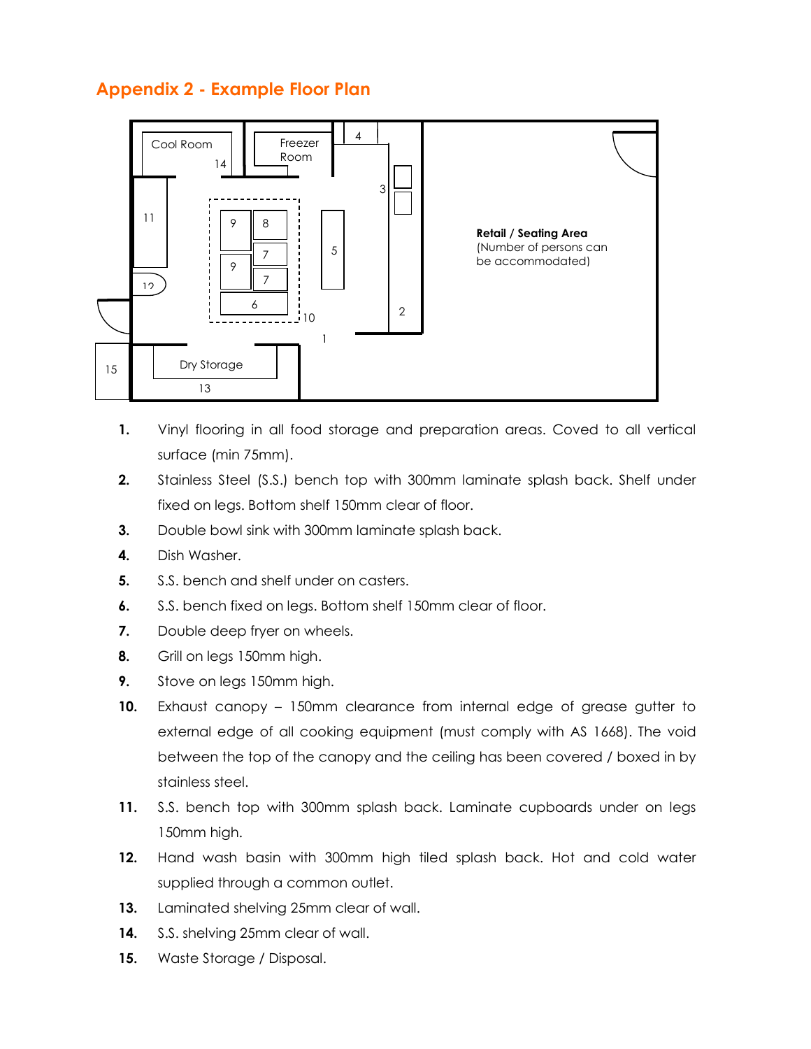## Appendix 2 - Example Floor Plan

1. Vinyl flooring in all food storage and preparation areas. Coved to all vertical surface (min 75mm).
2. Stainless Steel (S.S.) bench top with 300mm laminate splash back. Shelf under fixed on legs. Bottom shelf 150mm clear of floor.
3. Double bowl sink with 300mm laminate splash back.
4. Dish Washer.
5. S.S. bench and shelf under on casters.
6. S.S. bench fixed on legs. Bottom shelf 150mm clear of floor.
7. Double deep fryer on wheels.
8. Grill on legs 150mm high.
9. Stove on legs 150mm high.
10. Exhaust canopy – 150mm clearance from internal edge of grease gutter to external edge of all cooking equipment (must comply with AS 1668). The void between the top of the canopy and the ceiling has been covered / boxed in by stainless steel.
11. S.S. bench top with 300mm splash back. Laminate cupboards under on legs 150mm high.
12. Hand wash basin with 300mm high tiled splash back. Hot and cold water supplied through a common outlet.
13. Laminated shelving 25mm clear of wall.
14. S.S. shelving 25mm clear of wall.
15. Waste Storage / Disposal.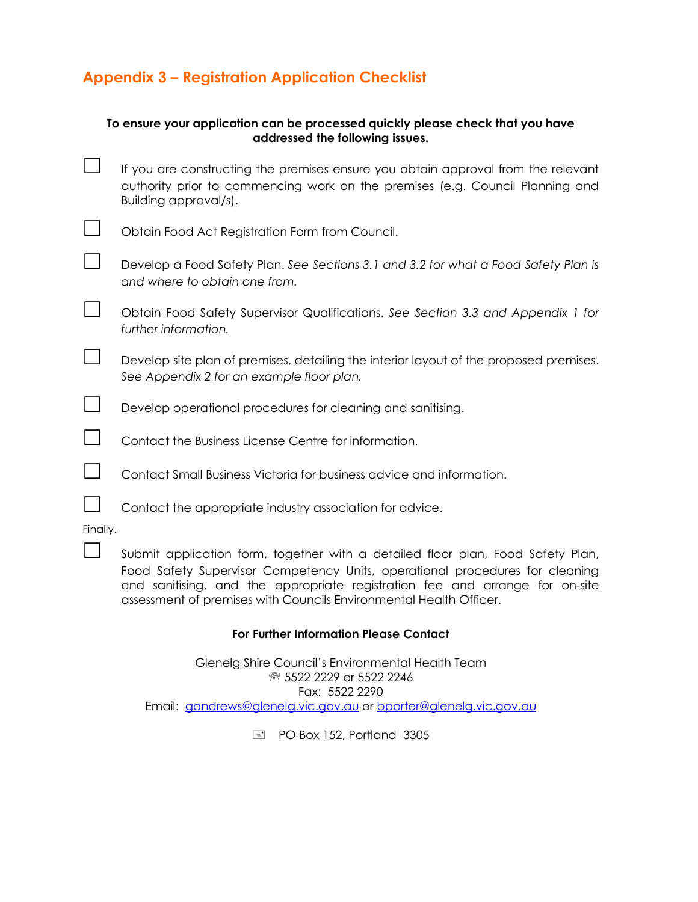## Appendix 3 – Registration Application Checklist

**To ensure your application can be processed quickly please check that you have addressed the following issues.**

- ☐ If you are constructing the premises ensure you obtain approval from the relevant authority prior to commencing work on the premises (e.g. Council Planning and Building approval/s).
- ☐ Obtain Food Act Registration Form from Council.
- ☐ Develop a Food Safety Plan. *See Sections 3.1 and 3.2 for what a Food Safety Plan is and where to obtain one from.*
- ☐ Obtain Food Safety Supervisor Qualifications. *See Section 3.3 and Appendix 1 for further information.*
- ☐ Develop site plan of premises, detailing the interior layout of the proposed premises. *See Appendix 2 for an example floor plan.*
- ☐ Develop operational procedures for cleaning and sanitising.
- ☐ Contact the Business License Centre for information.
- ☐ Contact Small Business Victoria for business advice and information.
- ☐ Contact the appropriate industry association for advice.

Finally.

- ☐ Submit application form, together with a detailed floor plan, Food Safety Plan, Food Safety Supervisor Competency Units, operational procedures for cleaning and sanitising, and the appropriate registration fee and arrange for on-site assessment of premises with Councils Environmental Health Officer.

**For Further Information Please Contact**

Glenelg Shire Council's Environmental Health Team
☏ 5522 2229 or 5522 2246
Fax: 5522 2290
Email: gandrews@glenelg.vic.gov.au or bporter@glenelg.vic.gov.au

PO Box 152, Portland 3305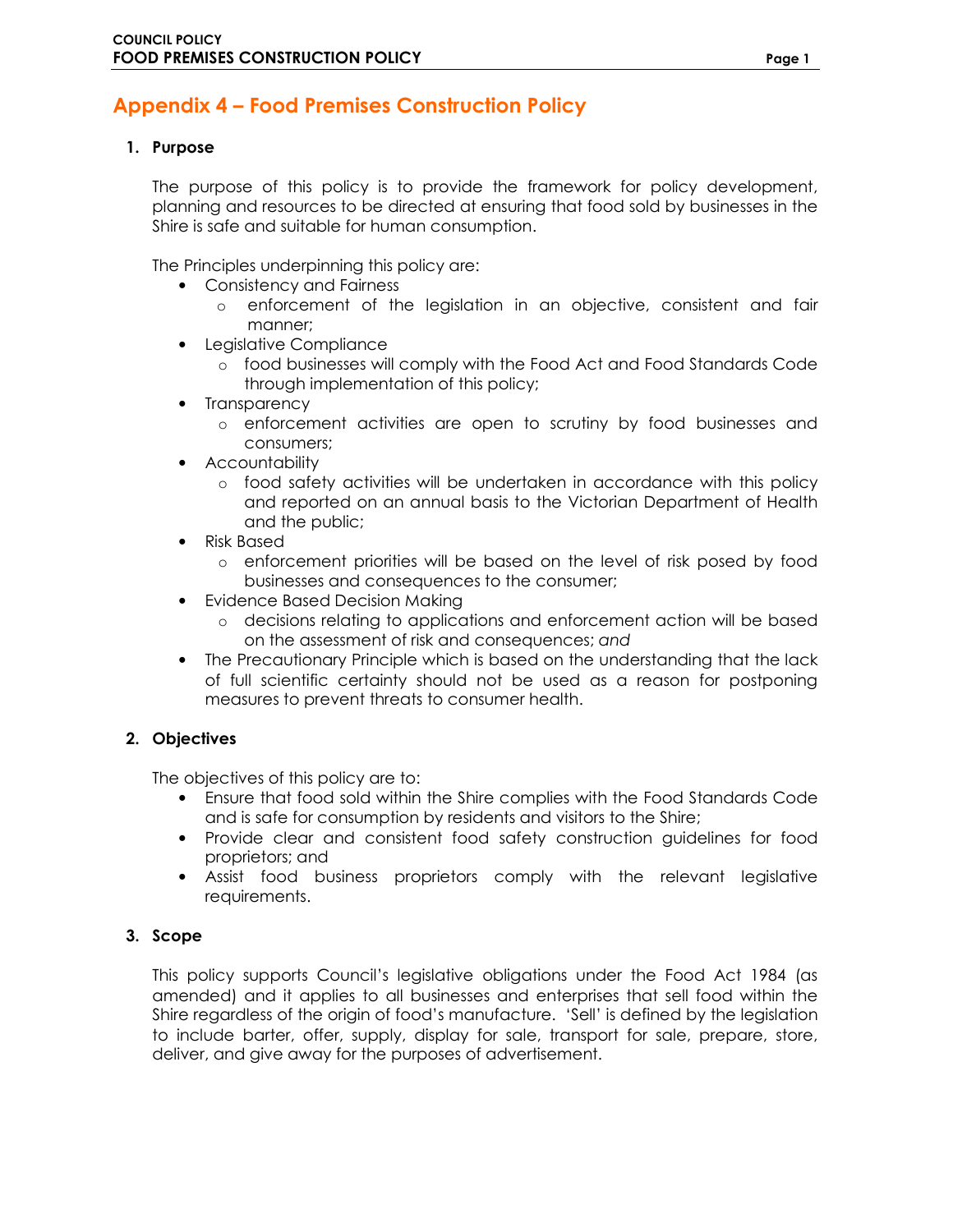# Appendix 4 – Food Premises Construction Policy

## 1. Purpose

The purpose of this policy is to provide the framework for policy development, planning and resources to be directed at ensuring that food sold by businesses in the Shire is safe and suitable for human consumption.

The Principles underpinning this policy are:

- Consistency and Fairness
  - enforcement of the legislation in an objective, consistent and fair manner;
- Legislative Compliance
  - food businesses will comply with the Food Act and Food Standards Code through implementation of this policy;
- Transparency
  - enforcement activities are open to scrutiny by food businesses and consumers;
- Accountability
  - food safety activities will be undertaken in accordance with this policy and reported on an annual basis to the Victorian Department of Health and the public;
- Risk Based
  - enforcement priorities will be based on the level of risk posed by food businesses and consequences to the consumer;
- Evidence Based Decision Making
  - decisions relating to applications and enforcement action will be based on the assessment of risk and consequences; *and*
- The Precautionary Principle which is based on the understanding that the lack of full scientific certainty should not be used as a reason for postponing measures to prevent threats to consumer health.

## 2. Objectives

The objectives of this policy are to:

- Ensure that food sold within the Shire complies with the Food Standards Code and is safe for consumption by residents and visitors to the Shire;
- Provide clear and consistent food safety construction guidelines for food proprietors; and
- Assist food business proprietors comply with the relevant legislative requirements.

## 3. Scope

This policy supports Council's legislative obligations under the Food Act 1984 (as amended) and it applies to all businesses and enterprises that sell food within the Shire regardless of the origin of food's manufacture. 'Sell' is defined by the legislation to include barter, offer, supply, display for sale, transport for sale, prepare, store, deliver, and give away for the purposes of advertisement.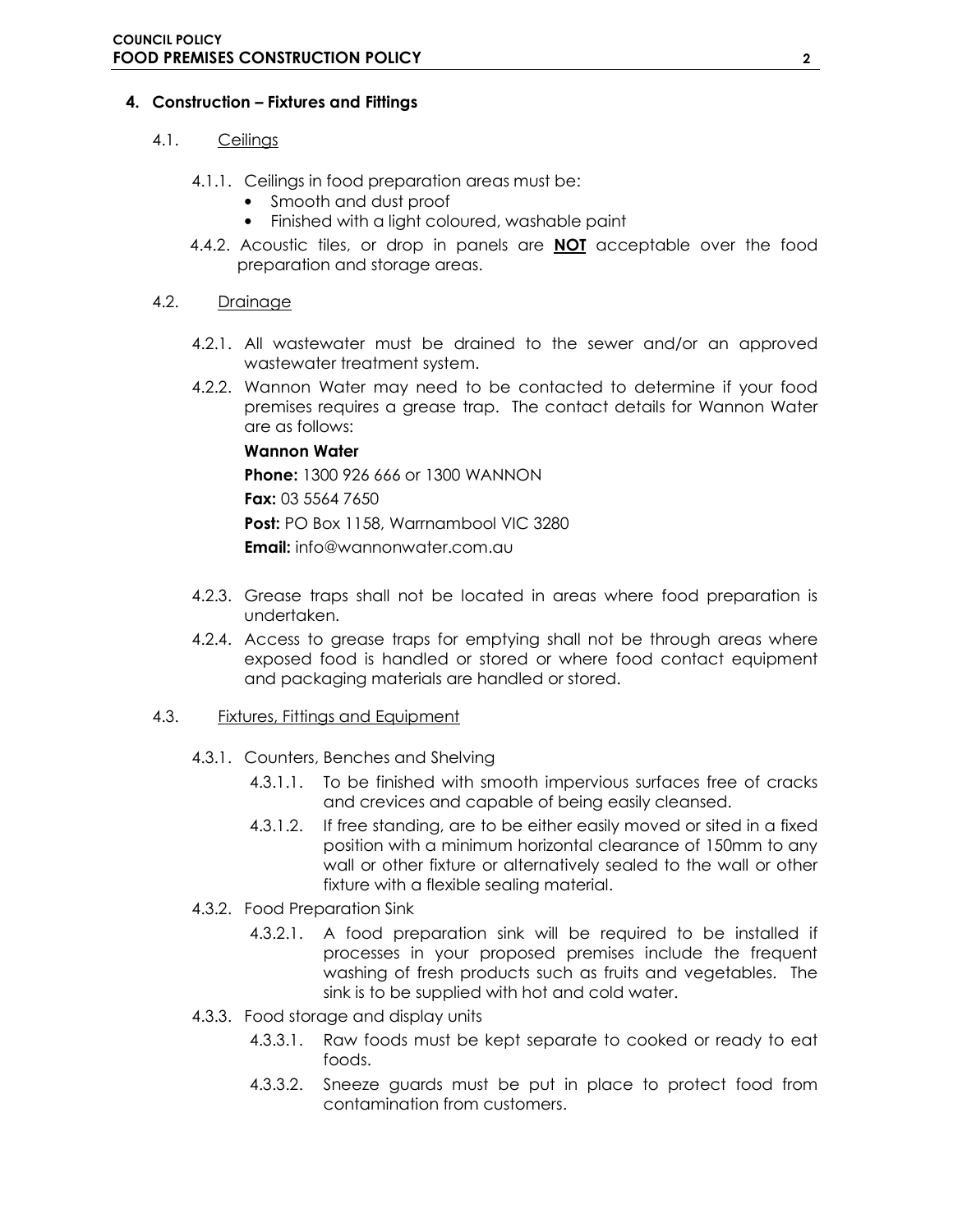## 4. Construction – Fixtures and Fittings

### 4.1. Ceilings

4.1.1. Ceilings in food preparation areas must be:

- Smooth and dust proof
- Finished with a light coloured, washable paint

4.4.2. Acoustic tiles, or drop in panels are **NOT** acceptable over the food preparation and storage areas.

### 4.2. Drainage

4.2.1. All wastewater must be drained to the sewer and/or an approved wastewater treatment system.

4.2.2. Wannon Water may need to be contacted to determine if your food premises requires a grease trap. The contact details for Wannon Water are as follows:

**Wannon Water**

**Phone:** 1300 926 666 or 1300 WANNON

**Fax:** 03 5564 7650

**Post:** PO Box 1158, Warrnambool VIC 3280

**Email:** info@wannonwater.com.au

4.2.3. Grease traps shall not be located in areas where food preparation is undertaken.

4.2.4. Access to grease traps for emptying shall not be through areas where exposed food is handled or stored or where food contact equipment and packaging materials are handled or stored.

### 4.3. Fixtures, Fittings and Equipment

4.3.1. Counters, Benches and Shelving

4.3.1.1. To be finished with smooth impervious surfaces free of cracks and crevices and capable of being easily cleansed.

4.3.1.2. If free standing, are to be either easily moved or sited in a fixed position with a minimum horizontal clearance of 150mm to any wall or other fixture or alternatively sealed to the wall or other fixture with a flexible sealing material.

4.3.2. Food Preparation Sink

4.3.2.1. A food preparation sink will be required to be installed if processes in your proposed premises include the frequent washing of fresh products such as fruits and vegetables. The sink is to be supplied with hot and cold water.

4.3.3. Food storage and display units

4.3.3.1. Raw foods must be kept separate to cooked or ready to eat foods.

4.3.3.2. Sneeze guards must be put in place to protect food from contamination from customers.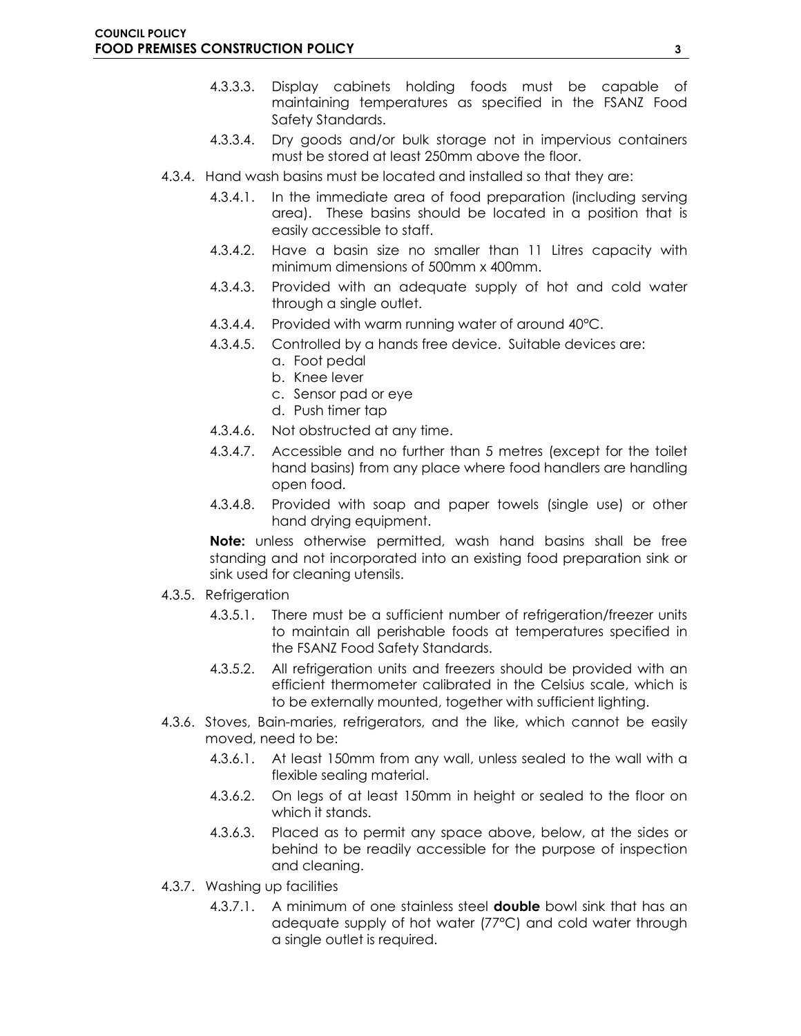- 4.3.3.3. Display cabinets holding foods must be capable of maintaining temperatures as specified in the FSANZ Food Safety Standards.
- 4.3.3.4. Dry goods and/or bulk storage not in impervious containers must be stored at least 250mm above the floor.

4.3.4. Hand wash basins must be located and installed so that they are:

- 4.3.4.1. In the immediate area of food preparation (including serving area). These basins should be located in a position that is easily accessible to staff.
- 4.3.4.2. Have a basin size no smaller than 11 Litres capacity with minimum dimensions of 500mm x 400mm.
- 4.3.4.3. Provided with an adequate supply of hot and cold water through a single outlet.
- 4.3.4.4. Provided with warm running water of around 40°C.
- 4.3.4.5. Controlled by a hands free device. Suitable devices are:
  - a. Foot pedal
  - b. Knee lever
  - c. Sensor pad or eye
  - d. Push timer tap
- 4.3.4.6. Not obstructed at any time.
- 4.3.4.7. Accessible and no further than 5 metres (except for the toilet hand basins) from any place where food handlers are handling open food.
- 4.3.4.8. Provided with soap and paper towels (single use) or other hand drying equipment.

**Note:** unless otherwise permitted, wash hand basins shall be free standing and not incorporated into an existing food preparation sink or sink used for cleaning utensils.

4.3.5. Refrigeration

- 4.3.5.1. There must be a sufficient number of refrigeration/freezer units to maintain all perishable foods at temperatures specified in the FSANZ Food Safety Standards.
- 4.3.5.2. All refrigeration units and freezers should be provided with an efficient thermometer calibrated in the Celsius scale, which is to be externally mounted, together with sufficient lighting.

4.3.6. Stoves, Bain-maries, refrigerators, and the like, which cannot be easily moved, need to be:

- 4.3.6.1. At least 150mm from any wall, unless sealed to the wall with a flexible sealing material.
- 4.3.6.2. On legs of at least 150mm in height or sealed to the floor on which it stands.
- 4.3.6.3. Placed as to permit any space above, below, at the sides or behind to be readily accessible for the purpose of inspection and cleaning.

4.3.7. Washing up facilities

- 4.3.7.1. A minimum of one stainless steel **double** bowl sink that has an adequate supply of hot water (77°C) and cold water through a single outlet is required.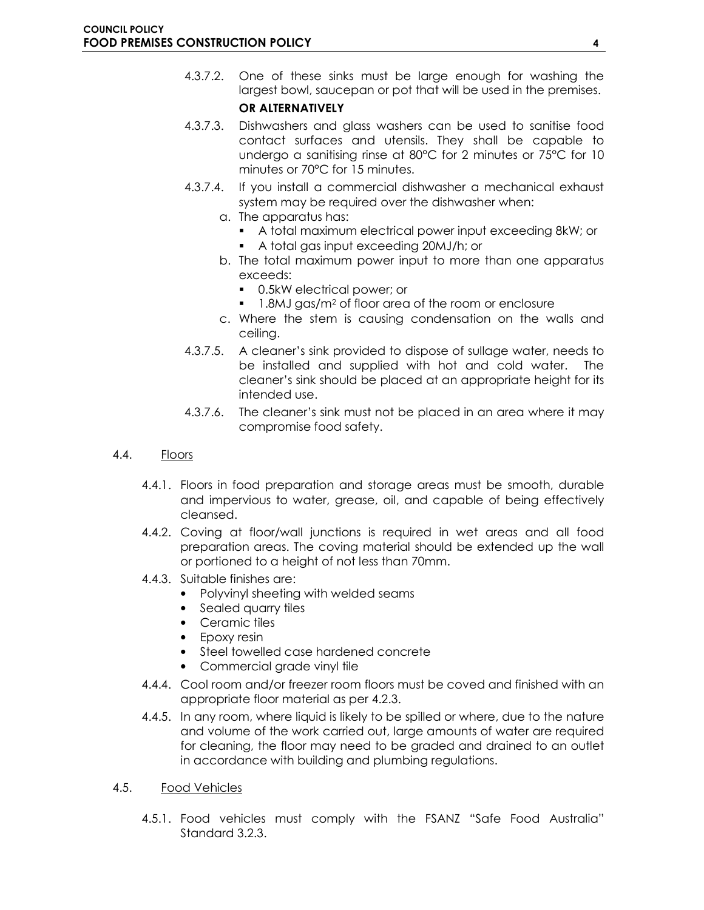4.3.7.2. One of these sinks must be large enough for washing the largest bowl, saucepan or pot that will be used in the premises.

**OR ALTERNATIVELY**

4.3.7.3. Dishwashers and glass washers can be used to sanitise food contact surfaces and utensils. They shall be capable to undergo a sanitising rinse at 80°C for 2 minutes or 75°C for 10 minutes or 70°C for 15 minutes.

4.3.7.4. If you install a commercial dishwasher a mechanical exhaust system may be required over the dishwasher when:

a. The apparatus has:
   - A total maximum electrical power input exceeding 8kW; or
   - A total gas input exceeding 20MJ/h; or

b. The total maximum power input to more than one apparatus exceeds:
   - 0.5kW electrical power; or
   - 1.8MJ gas/$m^2$ of floor area of the room or enclosure

c. Where the stem is causing condensation on the walls and ceiling.

4.3.7.5. A cleaner's sink provided to dispose of sullage water, needs to be installed and supplied with hot and cold water. The cleaner's sink should be placed at an appropriate height for its intended use.

4.3.7.6. The cleaner's sink must not be placed in an area where it may compromise food safety.

## 4.4. Floors

4.4.1. Floors in food preparation and storage areas must be smooth, durable and impervious to water, grease, oil, and capable of being effectively cleansed.

4.4.2. Coving at floor/wall junctions is required in wet areas and all food preparation areas. The coving material should be extended up the wall or portioned to a height of not less than 70mm.

4.4.3. Suitable finishes are:

- Polyvinyl sheeting with welded seams
- Sealed quarry tiles
- Ceramic tiles
- Epoxy resin
- Steel towelled case hardened concrete
- Commercial grade vinyl tile

4.4.4. Cool room and/or freezer room floors must be coved and finished with an appropriate floor material as per 4.2.3.

4.4.5. In any room, where liquid is likely to be spilled or where, due to the nature and volume of the work carried out, large amounts of water are required for cleaning, the floor may need to be graded and drained to an outlet in accordance with building and plumbing regulations.

## 4.5. Food Vehicles

4.5.1. Food vehicles must comply with the FSANZ "Safe Food Australia" Standard 3.2.3.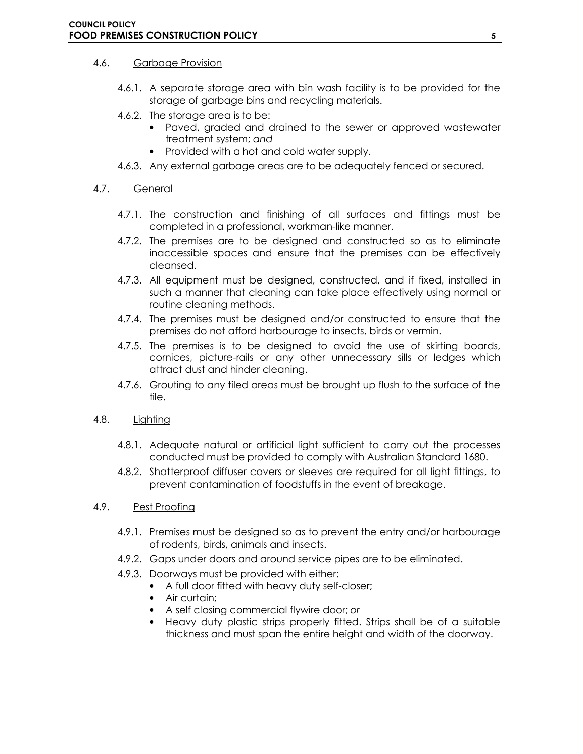### 4.6. Garbage Provision

4.6.1. A separate storage area with bin wash facility is to be provided for the storage of garbage bins and recycling materials.

4.6.2. The storage area is to be:

- Paved, graded and drained to the sewer or approved wastewater treatment system; *and*
- Provided with a hot and cold water supply.

4.6.3. Any external garbage areas are to be adequately fenced or secured.

### 4.7. General

4.7.1. The construction and finishing of all surfaces and fittings must be completed in a professional, workman-like manner.

4.7.2. The premises are to be designed and constructed so as to eliminate inaccessible spaces and ensure that the premises can be effectively cleansed.

4.7.3. All equipment must be designed, constructed, and if fixed, installed in such a manner that cleaning can take place effectively using normal or routine cleaning methods.

4.7.4. The premises must be designed and/or constructed to ensure that the premises do not afford harbourage to insects, birds or vermin.

4.7.5. The premises is to be designed to avoid the use of skirting boards, cornices, picture-rails or any other unnecessary sills or ledges which attract dust and hinder cleaning.

4.7.6. Grouting to any tiled areas must be brought up flush to the surface of the tile.

### 4.8. Lighting

4.8.1. Adequate natural or artificial light sufficient to carry out the processes conducted must be provided to comply with Australian Standard 1680.

4.8.2. Shatterproof diffuser covers or sleeves are required for all light fittings, to prevent contamination of foodstuffs in the event of breakage.

### 4.9. Pest Proofing

4.9.1. Premises must be designed so as to prevent the entry and/or harbourage of rodents, birds, animals and insects.

4.9.2. Gaps under doors and around service pipes are to be eliminated.

4.9.3. Doorways must be provided with either:

- A full door fitted with heavy duty self-closer;
- Air curtain;
- A self closing commercial flywire door; *or*
- Heavy duty plastic strips properly fitted. Strips shall be of a suitable thickness and must span the entire height and width of the doorway.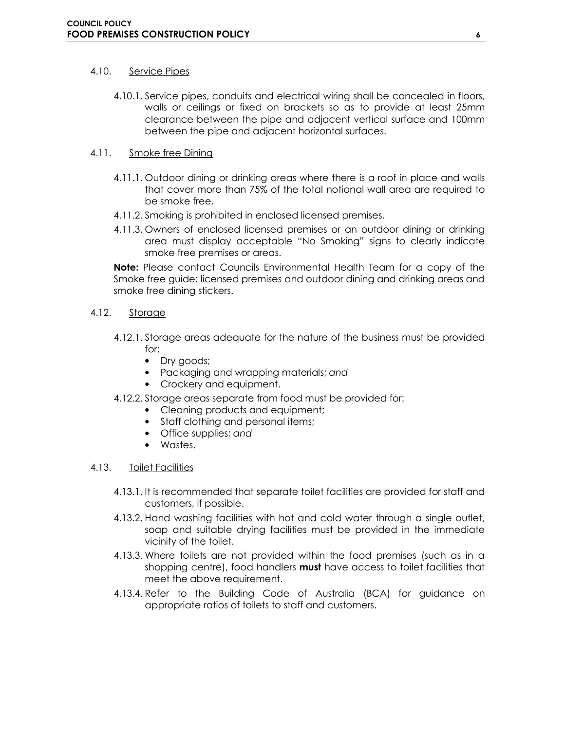## 4.10. Service Pipes

4.10.1. Service pipes, conduits and electrical wiring shall be concealed in floors, walls or ceilings or fixed on brackets so as to provide at least 25mm clearance between the pipe and adjacent vertical surface and 100mm between the pipe and adjacent horizontal surfaces.

## 4.11. Smoke free Dining

4.11.1. Outdoor dining or drinking areas where there is a roof in place and walls that cover more than 75% of the total notional wall area are required to be smoke free.

4.11.2. Smoking is prohibited in enclosed licensed premises.

4.11.3. Owners of enclosed licensed premises or an outdoor dining or drinking area must display acceptable "No Smoking" signs to clearly indicate smoke free premises or areas.

**Note:** Please contact Councils Environmental Health Team for a copy of the Smoke free guide: licensed premises and outdoor dining and drinking areas and smoke free dining stickers.

## 4.12. Storage

4.12.1. Storage areas adequate for the nature of the business must be provided for:

- Dry goods;
- Packaging and wrapping materials; *and*
- Crockery and equipment.

4.12.2. Storage areas separate from food must be provided for:

- Cleaning products and equipment;
- Staff clothing and personal items;
- Office supplies; *and*
- Wastes.

## 4.13. Toilet Facilities

4.13.1. It is recommended that separate toilet facilities are provided for staff and customers, if possible.

4.13.2. Hand washing facilities with hot and cold water through a single outlet, soap and suitable drying facilities must be provided in the immediate vicinity of the toilet.

4.13.3. Where toilets are not provided within the food premises (such as in a shopping centre), food handlers **must** have access to toilet facilities that meet the above requirement.

4.13.4. Refer to the Building Code of Australia (BCA) for guidance on appropriate ratios of toilets to staff and customers.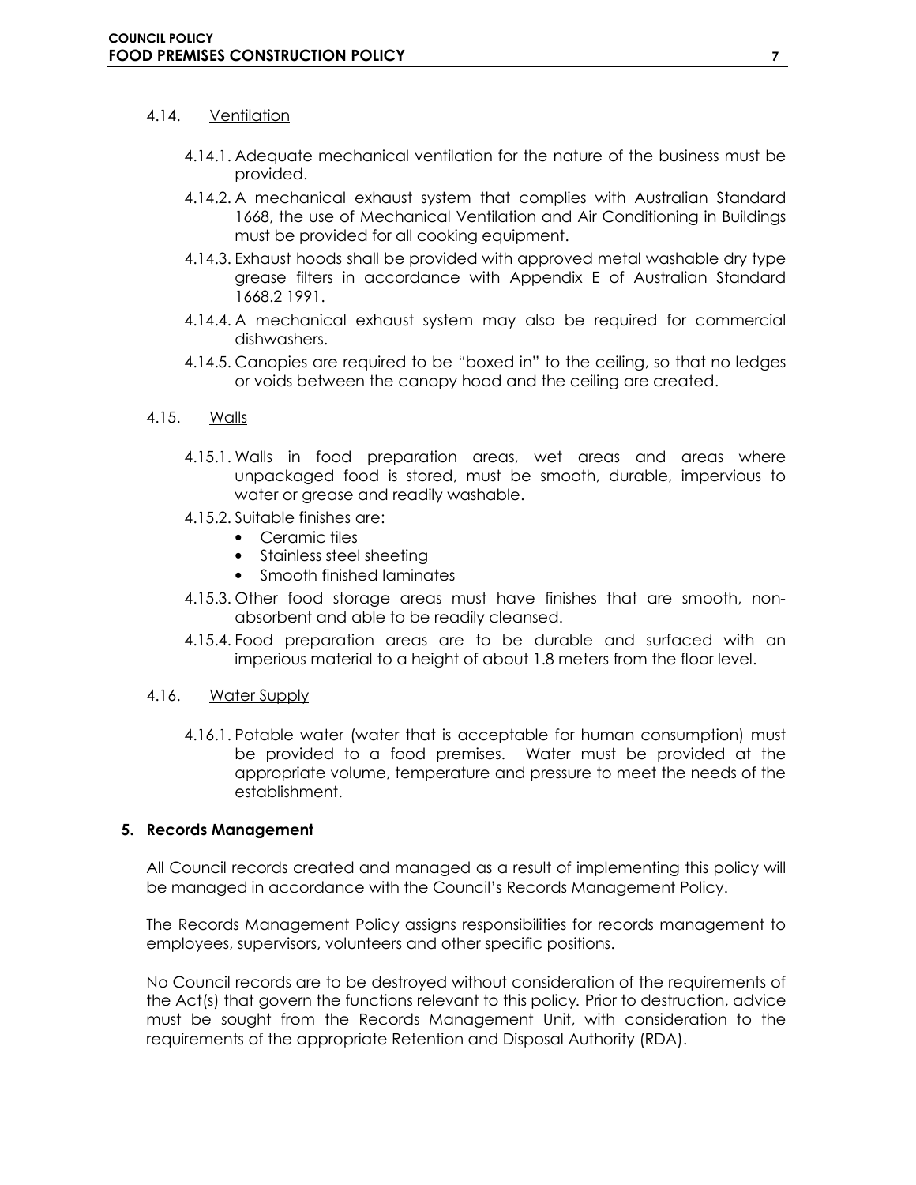#### 4.14. Ventilation

4.14.1. Adequate mechanical ventilation for the nature of the business must be provided.

4.14.2. A mechanical exhaust system that complies with Australian Standard 1668, the use of Mechanical Ventilation and Air Conditioning in Buildings must be provided for all cooking equipment.

4.14.3. Exhaust hoods shall be provided with approved metal washable dry type grease filters in accordance with Appendix E of Australian Standard 1668.2 1991.

4.14.4. A mechanical exhaust system may also be required for commercial dishwashers.

4.14.5. Canopies are required to be "boxed in" to the ceiling, so that no ledges or voids between the canopy hood and the ceiling are created.

#### 4.15. Walls

4.15.1. Walls in food preparation areas, wet areas and areas where unpackaged food is stored, must be smooth, durable, impervious to water or grease and readily washable.

4.15.2. Suitable finishes are:

- Ceramic tiles
- Stainless steel sheeting
- Smooth finished laminates

4.15.3. Other food storage areas must have finishes that are smooth, non-absorbent and able to be readily cleansed.

4.15.4. Food preparation areas are to be durable and surfaced with an imperious material to a height of about 1.8 meters from the floor level.

#### 4.16. Water Supply

4.16.1. Potable water (water that is acceptable for human consumption) must be provided to a food premises. Water must be provided at the appropriate volume, temperature and pressure to meet the needs of the establishment.

## 5. Records Management

All Council records created and managed as a result of implementing this policy will be managed in accordance with the Council's Records Management Policy.

The Records Management Policy assigns responsibilities for records management to employees, supervisors, volunteers and other specific positions.

No Council records are to be destroyed without consideration of the requirements of the Act(s) that govern the functions relevant to this policy. Prior to destruction, advice must be sought from the Records Management Unit, with consideration to the requirements of the appropriate Retention and Disposal Authority (RDA).